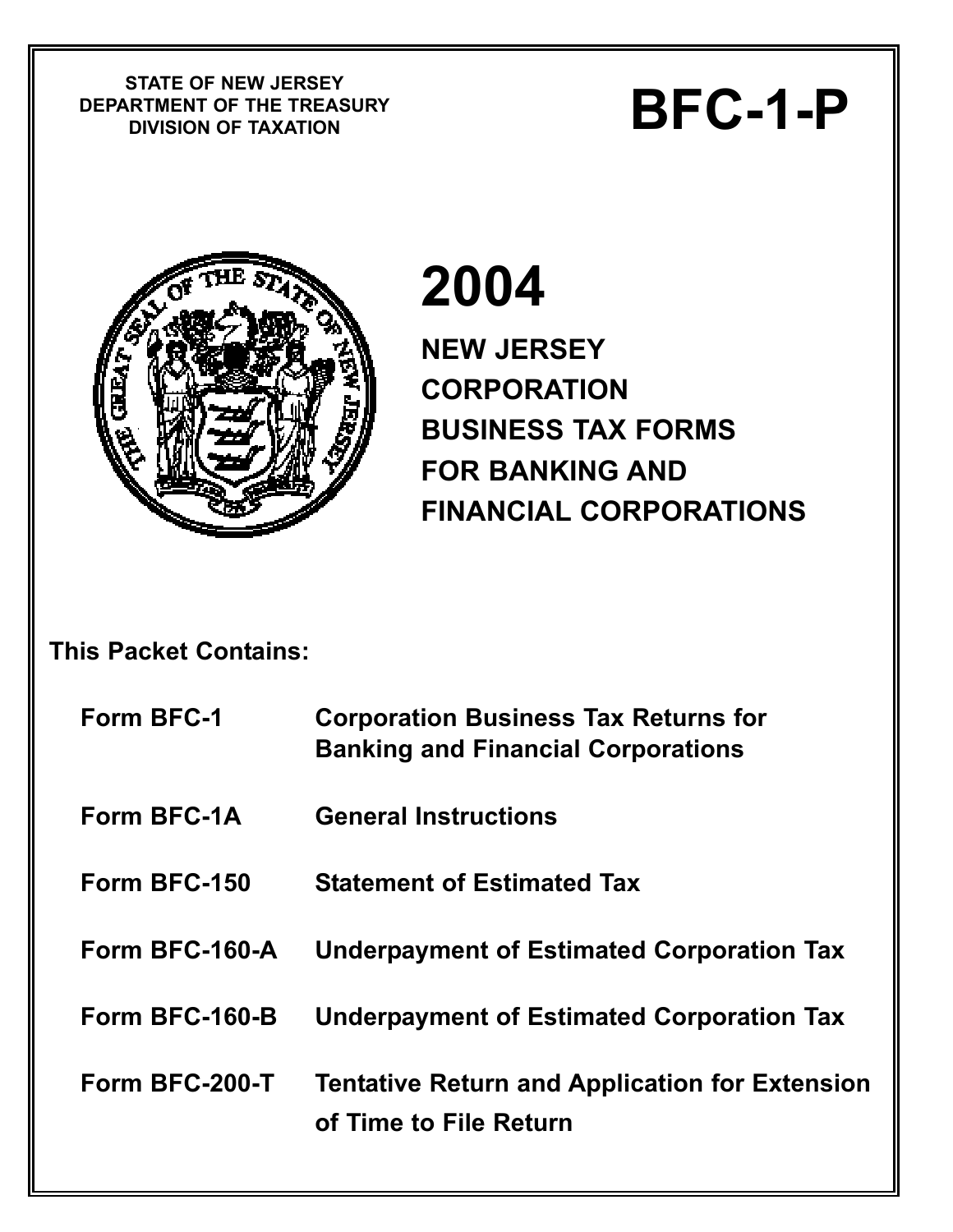STATE OF NEW JERSEY
DEPARTMENT OF THE TREASURY
DIVISION OF TAXATION

# BFC-1-P

# 2004

## NEW JERSEY CORPORATION BUSINESS TAX FORMS FOR BANKING AND FINANCIAL CORPORATIONS

**This Packet Contains:**

| | |
|---|---|
| **Form BFC-1** | **Corporation Business Tax Returns for Banking and Financial Corporations** |
| **Form BFC-1A** | **General Instructions** |
| **Form BFC-150** | **Statement of Estimated Tax** |
| **Form BFC-160-A** | **Underpayment of Estimated Corporation Tax** |
| **Form BFC-160-B** | **Underpayment of Estimated Corporation Tax** |
| **Form BFC-200-T** | **Tentative Return and Application for Extension of Time to File Return** |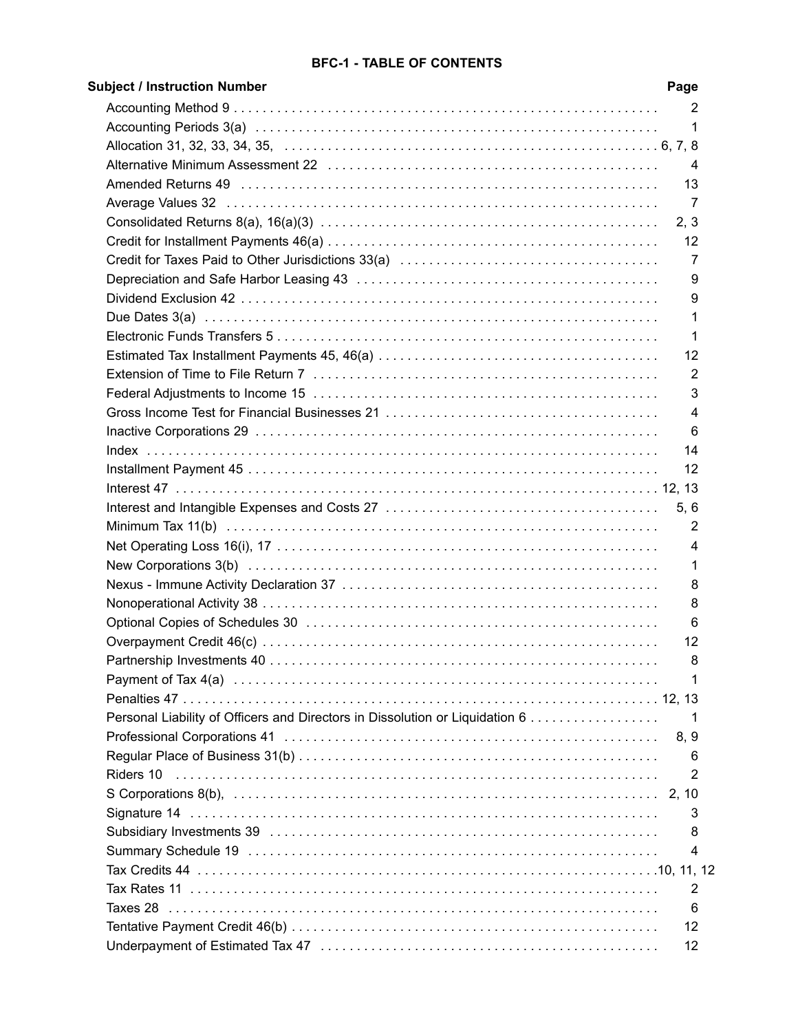# BFC-1 - TABLE OF CONTENTS

| Subject / Instruction Number | Page |
|---|---|
| Accounting Method 9 | 2 |
| Accounting Periods 3(a) | 1 |
| Allocation 31, 32, 33, 34, 35, | 6, 7, 8 |
| Alternative Minimum Assessment 22 | 4 |
| Amended Returns 49 | 13 |
| Average Values 32 | 7 |
| Consolidated Returns 8(a), 16(a)(3) | 2, 3 |
| Credit for Installment Payments 46(a) | 12 |
| Credit for Taxes Paid to Other Jurisdictions 33(a) | 7 |
| Depreciation and Safe Harbor Leasing 43 | 9 |
| Dividend Exclusion 42 | 9 |
| Due Dates 3(a) | 1 |
| Electronic Funds Transfers 5 | 1 |
| Estimated Tax Installment Payments 45, 46(a) | 12 |
| Extension of Time to File Return 7 | 2 |
| Federal Adjustments to Income 15 | 3 |
| Gross Income Test for Financial Businesses 21 | 4 |
| Inactive Corporations 29 | 6 |
| Index | 14 |
| Installment Payment 45 | 12 |
| Interest 47 | 12, 13 |
| Interest and Intangible Expenses and Costs 27 | 5, 6 |
| Minimum Tax 11(b) | 2 |
| Net Operating Loss 16(i), 17 | 4 |
| New Corporations 3(b) | 1 |
| Nexus - Immune Activity Declaration 37 | 8 |
| Nonoperational Activity 38 | 8 |
| Optional Copies of Schedules 30 | 6 |
| Overpayment Credit 46(c) | 12 |
| Partnership Investments 40 | 8 |
| Payment of Tax 4(a) | 1 |
| Penalties 47 | 12, 13 |
| Personal Liability of Officers and Directors in Dissolution or Liquidation 6 | 1 |
| Professional Corporations 41 | 8, 9 |
| Regular Place of Business 31(b) | 6 |
| Riders 10 | 2 |
| S Corporations 8(b), | 2, 10 |
| Signature 14 | 3 |
| Subsidiary Investments 39 | 8 |
| Summary Schedule 19 | 4 |
| Tax Credits 44 | 10, 11, 12 |
| Tax Rates 11 | 2 |
| Taxes 28 | 6 |
| Tentative Payment Credit 46(b) | 12 |
| Underpayment of Estimated Tax 47 | 12 |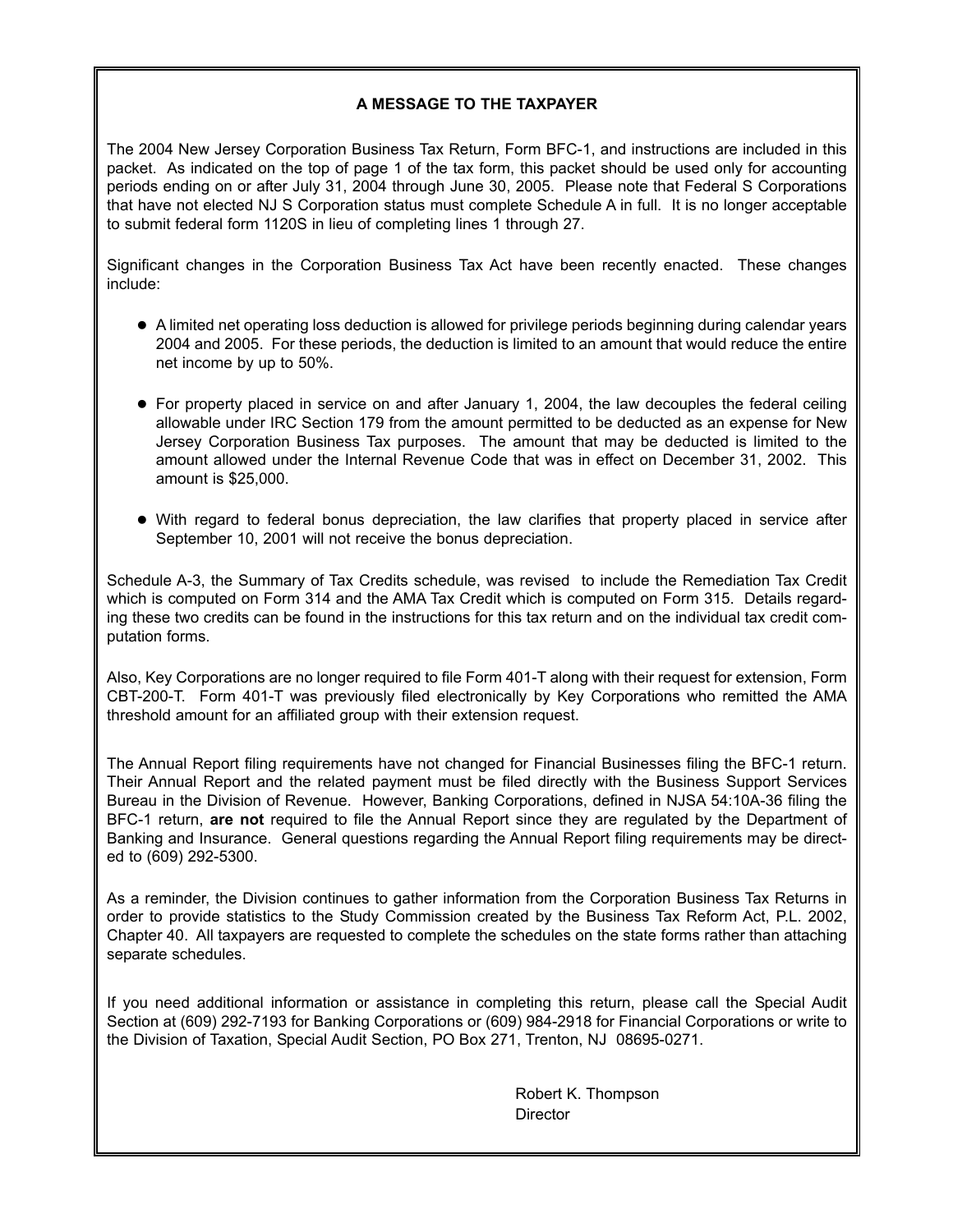## A MESSAGE TO THE TAXPAYER

The 2004 New Jersey Corporation Business Tax Return, Form BFC-1, and instructions are included in this packet. As indicated on the top of page 1 of the tax form, this packet should be used only for accounting periods ending on or after July 31, 2004 through June 30, 2005. Please note that Federal S Corporations that have not elected NJ S Corporation status must complete Schedule A in full. It is no longer acceptable to submit federal form 1120S in lieu of completing lines 1 through 27.

Significant changes in the Corporation Business Tax Act have been recently enacted. These changes include:

- A limited net operating loss deduction is allowed for privilege periods beginning during calendar years 2004 and 2005. For these periods, the deduction is limited to an amount that would reduce the entire net income by up to 50%.

- For property placed in service on and after January 1, 2004, the law decouples the federal ceiling allowable under IRC Section 179 from the amount permitted to be deducted as an expense for New Jersey Corporation Business Tax purposes. The amount that may be deducted is limited to the amount allowed under the Internal Revenue Code that was in effect on December 31, 2002. This amount is $25,000.

- With regard to federal bonus depreciation, the law clarifies that property placed in service after September 10, 2001 will not receive the bonus depreciation.

Schedule A-3, the Summary of Tax Credits schedule, was revised to include the Remediation Tax Credit which is computed on Form 314 and the AMA Tax Credit which is computed on Form 315. Details regarding these two credits can be found in the instructions for this tax return and on the individual tax credit computation forms.

Also, Key Corporations are no longer required to file Form 401-T along with their request for extension, Form CBT-200-T. Form 401-T was previously filed electronically by Key Corporations who remitted the AMA threshold amount for an affiliated group with their extension request.

The Annual Report filing requirements have not changed for Financial Businesses filing the BFC-1 return. Their Annual Report and the related payment must be filed directly with the Business Support Services Bureau in the Division of Revenue. However, Banking Corporations, defined in NJSA 54:10A-36 filing the BFC-1 return, **are not** required to file the Annual Report since they are regulated by the Department of Banking and Insurance. General questions regarding the Annual Report filing requirements may be directed to (609) 292-5300.

As a reminder, the Division continues to gather information from the Corporation Business Tax Returns in order to provide statistics to the Study Commission created by the Business Tax Reform Act, P.L. 2002, Chapter 40. All taxpayers are requested to complete the schedules on the state forms rather than attaching separate schedules.

If you need additional information or assistance in completing this return, please call the Special Audit Section at (609) 292-7193 for Banking Corporations or (609) 984-2918 for Financial Corporations or write to the Division of Taxation, Special Audit Section, PO Box 271, Trenton, NJ 08695-0271.

Robert K. Thompson
Director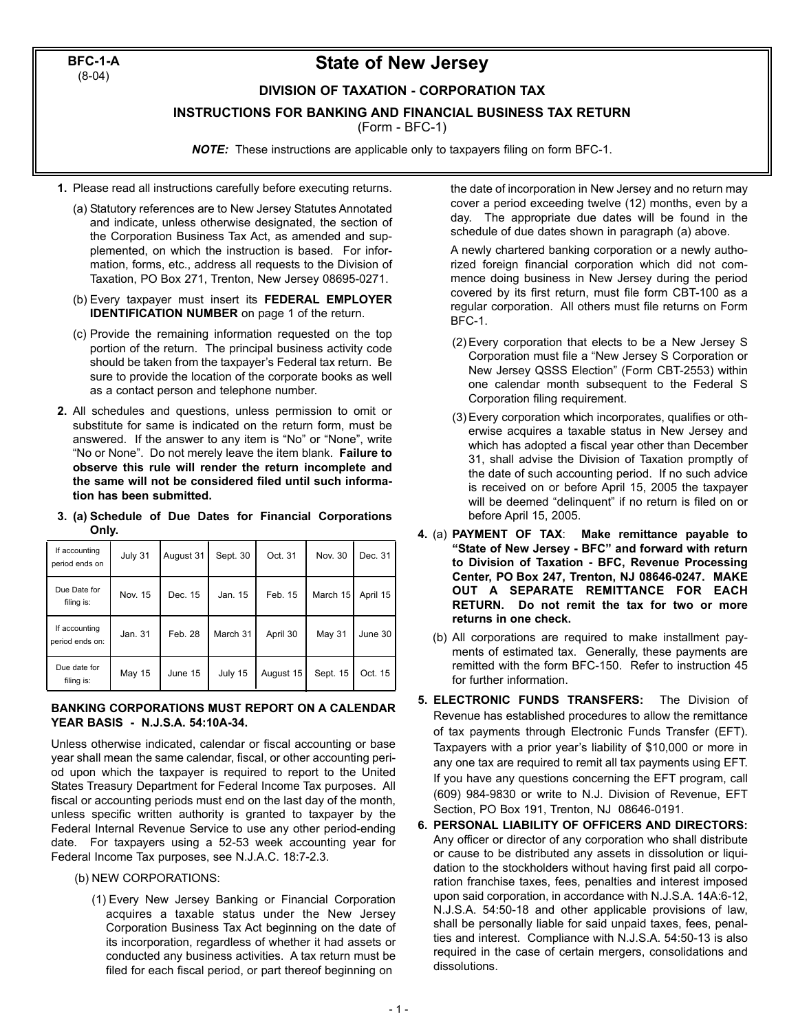BFC-1-A
(8-04)

# State of New Jersey

## DIVISION OF TAXATION - CORPORATION TAX

## INSTRUCTIONS FOR BANKING AND FINANCIAL BUSINESS TAX RETURN

(Form - BFC-1)

***NOTE:*** These instructions are applicable only to taxpayers filing on form BFC-1.

**1.** Please read all instructions carefully before executing returns.

(a) Statutory references are to New Jersey Statutes Annotated and indicate, unless otherwise designated, the section of the Corporation Business Tax Act, as amended and supplemented, on which the instruction is based. For information, forms, etc., address all requests to the Division of Taxation, PO Box 271, Trenton, New Jersey 08695-0271.

(b) Every taxpayer must insert its **FEDERAL EMPLOYER IDENTIFICATION NUMBER** on page 1 of the return.

(c) Provide the remaining information requested on the top portion of the return. The principal business activity code should be taken from the taxpayer's Federal tax return. Be sure to provide the location of the corporate books as well as a contact person and telephone number.

**2.** All schedules and questions, unless permission to omit or substitute for same is indicated on the return form, must be answered. If the answer to any item is "No" or "None", write "No or None". Do not merely leave the item blank. **Failure to observe this rule will render the return incomplete and the same will not be considered filed until such information has been submitted.**

**3. (a) Schedule of Due Dates for Financial Corporations Only.**

| If accounting period ends on | July 31 | August 31 | Sept. 30 | Oct. 31 | Nov. 30 | Dec. 31 |
|---|---|---|---|---|---|---|
| Due Date for filing is: | Nov. 15 | Dec. 15 | Jan. 15 | Feb. 15 | March 15 | April 15 |
| If accounting period ends on: | Jan. 31 | Feb. 28 | March 31 | April 30 | May 31 | June 30 |
| Due date for filing is: | May 15 | June 15 | July 15 | August 15 | Sept. 15 | Oct. 15 |

**BANKING CORPORATIONS MUST REPORT ON A CALENDAR YEAR BASIS - N.J.S.A. 54:10A-34.**

Unless otherwise indicated, calendar or fiscal accounting or base year shall mean the same calendar, fiscal, or other accounting period upon which the taxpayer is required to report to the United States Treasury Department for Federal Income Tax purposes. All fiscal or accounting periods must end on the last day of the month, unless specific written authority is granted to taxpayer by the Federal Internal Revenue Service to use any other period-ending date. For taxpayers using a 52-53 week accounting year for Federal Income Tax purposes, see N.J.A.C. 18:7-2.3.

(b) NEW CORPORATIONS:

(1) Every New Jersey Banking or Financial Corporation acquires a taxable status under the New Jersey Corporation Business Tax Act beginning on the date of its incorporation, regardless of whether it had assets or conducted any business activities. A tax return must be filed for each fiscal period, or part thereof beginning on the date of incorporation in New Jersey and no return may cover a period exceeding twelve (12) months, even by a day. The appropriate due dates will be found in the schedule of due dates shown in paragraph (a) above.

A newly chartered banking corporation or a newly authorized foreign financial corporation which did not commence doing business in New Jersey during the period covered by its first return, must file form CBT-100 as a regular corporation. All others must file returns on Form BFC-1.

(2) Every corporation that elects to be a New Jersey S Corporation must file a "New Jersey S Corporation or New Jersey QSSS Election" (Form CBT-2553) within one calendar month subsequent to the Federal S Corporation filing requirement.

(3) Every corporation which incorporates, qualifies or otherwise acquires a taxable status in New Jersey and which has adopted a fiscal year other than December 31, shall advise the Division of Taxation promptly of the date of such accounting period. If no such advice is received on or before April 15, 2005 the taxpayer will be deemed "delinquent" if no return is filed on or before April 15, 2005.

**4.** (a) **PAYMENT OF TAX**: **Make remittance payable to "State of New Jersey - BFC" and forward with return to Division of Taxation - BFC, Revenue Processing Center, PO Box 247, Trenton, NJ 08646-0247. MAKE OUT A SEPARATE REMITTANCE FOR EACH RETURN. Do not remit the tax for two or more returns in one check.**

(b) All corporations are required to make installment payments of estimated tax. Generally, these payments are remitted with the form BFC-150. Refer to instruction 45 for further information.

**5. ELECTRONIC FUNDS TRANSFERS:** The Division of Revenue has established procedures to allow the remittance of tax payments through Electronic Funds Transfer (EFT). Taxpayers with a prior year's liability of $10,000 or more in any one tax are required to remit all tax payments using EFT. If you have any questions concerning the EFT program, call (609) 984-9830 or write to N.J. Division of Revenue, EFT Section, PO Box 191, Trenton, NJ 08646-0191.

**6. PERSONAL LIABILITY OF OFFICERS AND DIRECTORS:** Any officer or director of any corporation who shall distribute or cause to be distributed any assets in dissolution or liquidation to the stockholders without having first paid all corporation franchise taxes, fees, penalties and interest imposed upon said corporation, in accordance with N.J.S.A. 14A:6-12, N.J.S.A. 54:50-18 and other applicable provisions of law, shall be personally liable for said unpaid taxes, fees, penalties and interest. Compliance with N.J.S.A. 54:50-13 is also required in the case of certain mergers, consolidations and dissolutions.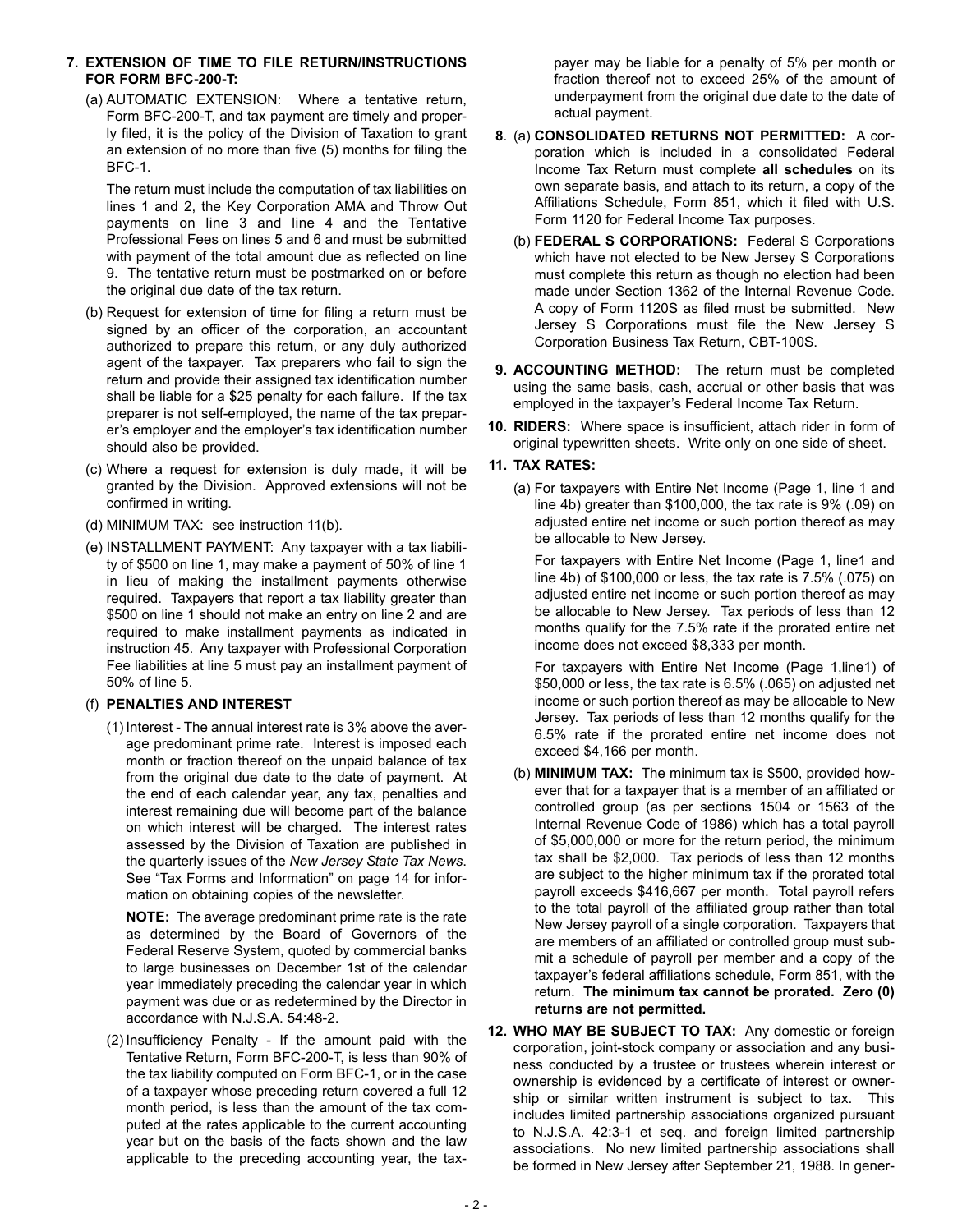**7. EXTENSION OF TIME TO FILE RETURN/INSTRUCTIONS FOR FORM BFC-200-T:**

(a) AUTOMATIC EXTENSION: Where a tentative return, Form BFC-200-T, and tax payment are timely and properly filed, it is the policy of the Division of Taxation to grant an extension of no more than five (5) months for filing the BFC-1.

The return must include the computation of tax liabilities on lines 1 and 2, the Key Corporation AMA and Throw Out payments on line 3 and line 4 and the Tentative Professional Fees on lines 5 and 6 and must be submitted with payment of the total amount due as reflected on line 9. The tentative return must be postmarked on or before the original due date of the tax return.

(b) Request for extension of time for filing a return must be signed by an officer of the corporation, an accountant authorized to prepare this return, or any duly authorized agent of the taxpayer. Tax preparers who fail to sign the return and provide their assigned tax identification number shall be liable for a $25 penalty for each failure. If the tax preparer is not self-employed, the name of the tax preparer's employer and the employer's tax identification number should also be provided.

(c) Where a request for extension is duly made, it will be granted by the Division. Approved extensions will not be confirmed in writing.

(d) MINIMUM TAX: see instruction 11(b).

(e) INSTALLMENT PAYMENT: Any taxpayer with a tax liability of $500 on line 1, may make a payment of 50% of line 1 in lieu of making the installment payments otherwise required. Taxpayers that report a tax liability greater than $500 on line 1 should not make an entry on line 2 and are required to make installment payments as indicated in instruction 45. Any taxpayer with Professional Corporation Fee liabilities at line 5 must pay an installment payment of 50% of line 5.

(f) **PENALTIES AND INTEREST**

(1) Interest - The annual interest rate is 3% above the average predominant prime rate. Interest is imposed each month or fraction thereof on the unpaid balance of tax from the original due date to the date of payment. At the end of each calendar year, any tax, penalties and interest remaining due will become part of the balance on which interest will be charged. The interest rates assessed by the Division of Taxation are published in the quarterly issues of the *New Jersey State Tax News*. See "Tax Forms and Information" on page 14 for information on obtaining copies of the newsletter.

**NOTE:** The average predominant prime rate is the rate as determined by the Board of Governors of the Federal Reserve System, quoted by commercial banks to large businesses on December 1st of the calendar year immediately preceding the calendar year in which payment was due or as redetermined by the Director in accordance with N.J.S.A. 54:48-2.

(2) Insufficiency Penalty - If the amount paid with the Tentative Return, Form BFC-200-T, is less than 90% of the tax liability computed on Form BFC-1, or in the case of a taxpayer whose preceding return covered a full 12 month period, is less than the amount of the tax computed at the rates applicable to the current accounting year but on the basis of the facts shown and the law applicable to the preceding accounting year, the taxpayer may be liable for a penalty of 5% per month or fraction thereof not to exceed 25% of the amount of underpayment from the original due date to the date of actual payment.

**8.** (a) **CONSOLIDATED RETURNS NOT PERMITTED:** A corporation which is included in a consolidated Federal Income Tax Return must complete **all schedules** on its own separate basis, and attach to its return, a copy of the Affiliations Schedule, Form 851, which it filed with U.S. Form 1120 for Federal Income Tax purposes.

(b) **FEDERAL S CORPORATIONS:** Federal S Corporations which have not elected to be New Jersey S Corporations must complete this return as though no election had been made under Section 1362 of the Internal Revenue Code. A copy of Form 1120S as filed must be submitted. New Jersey S Corporations must file the New Jersey S Corporation Business Tax Return, CBT-100S.

**9. ACCOUNTING METHOD:** The return must be completed using the same basis, cash, accrual or other basis that was employed in the taxpayer's Federal Income Tax Return.

**10. RIDERS:** Where space is insufficient, attach rider in form of original typewritten sheets. Write only on one side of sheet.

**11. TAX RATES:**

(a) For taxpayers with Entire Net Income (Page 1, line 1 and line 4b) greater than $100,000, the tax rate is 9% (.09) on adjusted entire net income or such portion thereof as may be allocable to New Jersey.

For taxpayers with Entire Net Income (Page 1, line1 and line 4b) of $100,000 or less, the tax rate is 7.5% (.075) on adjusted entire net income or such portion thereof as may be allocable to New Jersey. Tax periods of less than 12 months qualify for the 7.5% rate if the prorated entire net income does not exceed $8,333 per month.

For taxpayers with Entire Net Income (Page 1,line1) of $50,000 or less, the tax rate is 6.5% (.065) on adjusted net income or such portion thereof as may be allocable to New Jersey. Tax periods of less than 12 months qualify for the 6.5% rate if the prorated entire net income does not exceed $4,166 per month.

(b) **MINIMUM TAX:** The minimum tax is $500, provided however that for a taxpayer that is a member of an affiliated or controlled group (as per sections 1504 or 1563 of the Internal Revenue Code of 1986) which has a total payroll of $5,000,000 or more for the return period, the minimum tax shall be $2,000. Tax periods of less than 12 months are subject to the higher minimum tax if the prorated total payroll exceeds $416,667 per month. Total payroll refers to the total payroll of the affiliated group rather than total New Jersey payroll of a single corporation. Taxpayers that are members of an affiliated or controlled group must submit a schedule of payroll per member and a copy of the taxpayer's federal affiliations schedule, Form 851, with the return. **The minimum tax cannot be prorated. Zero (0) returns are not permitted.**

**12. WHO MAY BE SUBJECT TO TAX:** Any domestic or foreign corporation, joint-stock company or association and any business conducted by a trustee or trustees wherein interest or ownership is evidenced by a certificate of interest or ownership or similar written instrument is subject to tax. This includes limited partnership associations organized pursuant to N.J.S.A. 42:3-1 et seq. and foreign limited partnership associations. No new limited partnership associations shall be formed in New Jersey after September 21, 1988. In gener-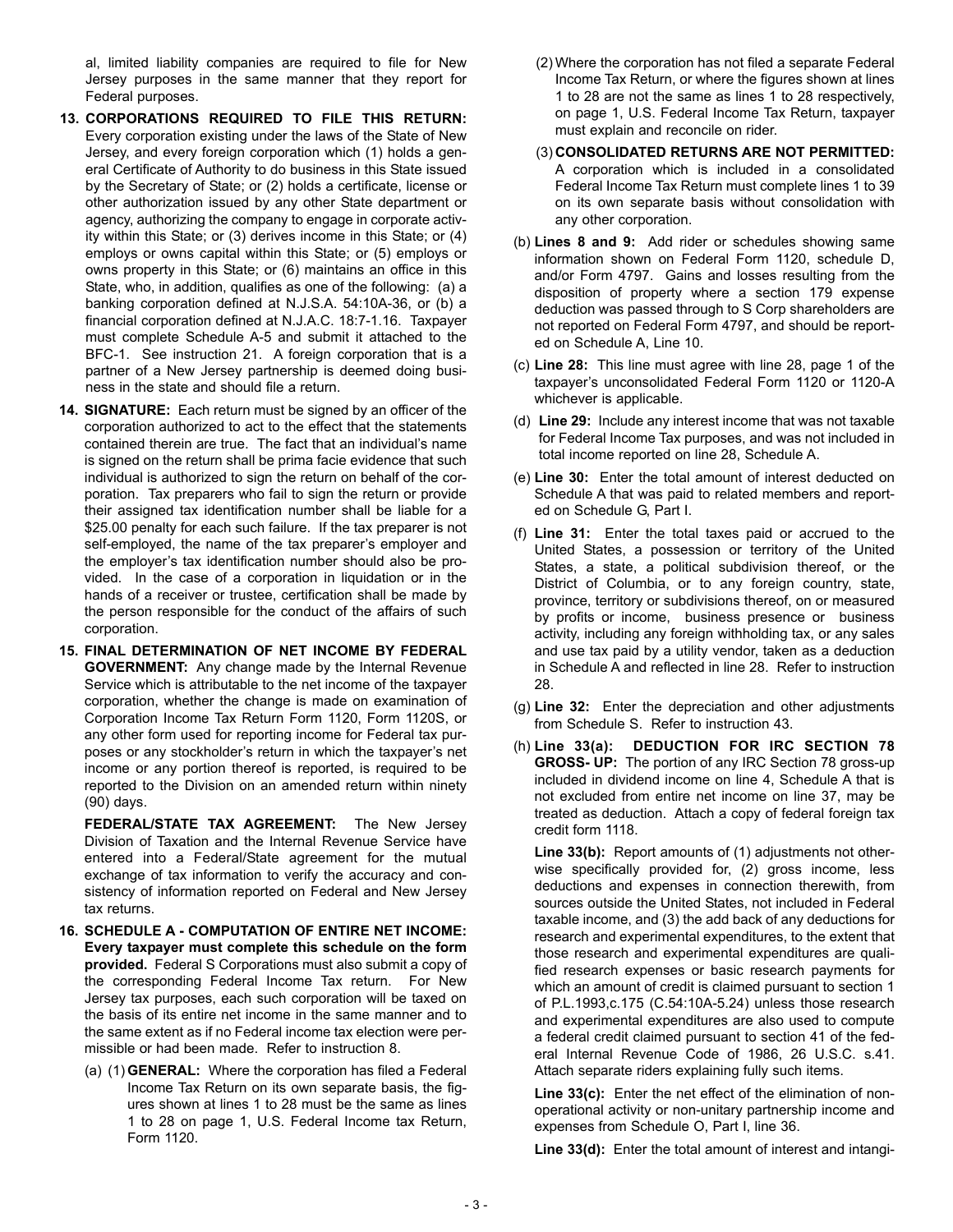al, limited liability companies are required to file for New Jersey purposes in the same manner that they report for Federal purposes.

13. **CORPORATIONS REQUIRED TO FILE THIS RETURN:** Every corporation existing under the laws of the State of New Jersey, and every foreign corporation which (1) holds a general Certificate of Authority to do business in this State issued by the Secretary of State; or (2) holds a certificate, license or other authorization issued by any other State department or agency, authorizing the company to engage in corporate activity within this State; or (3) derives income in this State; or (4) employs or owns capital within this State; or (5) employs or owns property in this State; or (6) maintains an office in this State, who, in addition, qualifies as one of the following: (a) a banking corporation defined at N.J.S.A. 54:10A-36, or (b) a financial corporation defined at N.J.A.C. 18:7-1.16. Taxpayer must complete Schedule A-5 and submit it attached to the BFC-1. See instruction 21. A foreign corporation that is a partner of a New Jersey partnership is deemed doing business in the state and should file a return.

14. **SIGNATURE:** Each return must be signed by an officer of the corporation authorized to act to the effect that the statements contained therein are true. The fact that an individual's name is signed on the return shall be prima facie evidence that such individual is authorized to sign the return on behalf of the corporation. Tax preparers who fail to sign the return or provide their assigned tax identification number shall be liable for a $25.00 penalty for each such failure. If the tax preparer is not self-employed, the name of the tax preparer's employer and the employer's tax identification number should also be provided. In the case of a corporation in liquidation or in the hands of a receiver or trustee, certification shall be made by the person responsible for the conduct of the affairs of such corporation.

15. **FINAL DETERMINATION OF NET INCOME BY FEDERAL GOVERNMENT:** Any change made by the Internal Revenue Service which is attributable to the net income of the taxpayer corporation, whether the change is made on examination of Corporation Income Tax Return Form 1120, Form 1120S, or any other form used for reporting income for Federal tax purposes or any stockholder's return in which the taxpayer's net income or any portion thereof is reported, is required to be reported to the Division on an amended return within ninety (90) days.

    **FEDERAL/STATE TAX AGREEMENT:** The New Jersey Division of Taxation and the Internal Revenue Service have entered into a Federal/State agreement for the mutual exchange of tax information to verify the accuracy and consistency of information reported on Federal and New Jersey tax returns.

16. **SCHEDULE A - COMPUTATION OF ENTIRE NET INCOME: Every taxpayer must complete this schedule on the form provided.** Federal S Corporations must also submit a copy of the corresponding Federal Income Tax return. For New Jersey tax purposes, each such corporation will be taxed on the basis of its entire net income in the same manner and to the same extent as if no Federal income tax election were permissible or had been made. Refer to instruction 8.

    (a) (1) **GENERAL:** Where the corporation has filed a Federal Income Tax Return on its own separate basis, the figures shown at lines 1 to 28 must be the same as lines 1 to 28 on page 1, U.S. Federal Income tax Return, Form 1120.

    (2) Where the corporation has not filed a separate Federal Income Tax Return, or where the figures shown at lines 1 to 28 are not the same as lines 1 to 28 respectively, on page 1, U.S. Federal Income Tax Return, taxpayer must explain and reconcile on rider.

    (3) **CONSOLIDATED RETURNS ARE NOT PERMITTED:** A corporation which is included in a consolidated Federal Income Tax Return must complete lines 1 to 39 on its own separate basis without consolidation with any other corporation.

    (b) **Lines 8 and 9:** Add rider or schedules showing same information shown on Federal Form 1120, schedule D, and/or Form 4797. Gains and losses resulting from the disposition of property where a section 179 expense deduction was passed through to S Corp shareholders are not reported on Federal Form 4797, and should be reported on Schedule A, Line 10.

    (c) **Line 28:** This line must agree with line 28, page 1 of the taxpayer's unconsolidated Federal Form 1120 or 1120-A whichever is applicable.

    (d) **Line 29:** Include any interest income that was not taxable for Federal Income Tax purposes, and was not included in total income reported on line 28, Schedule A.

    (e) **Line 30:** Enter the total amount of interest deducted on Schedule A that was paid to related members and reported on Schedule G, Part I.

    (f) **Line 31:** Enter the total taxes paid or accrued to the United States, a possession or territory of the United States, a state, a political subdivision thereof, or the District of Columbia, or to any foreign country, state, province, territory or subdivisions thereof, on or measured by profits or income, business presence or business activity, including any foreign withholding tax, or any sales and use tax paid by a utility vendor, taken as a deduction in Schedule A and reflected in line 28. Refer to instruction 28.

    (g) **Line 32:** Enter the depreciation and other adjustments from Schedule S. Refer to instruction 43.

    (h) **Line 33(a): DEDUCTION FOR IRC SECTION 78 GROSS- UP:** The portion of any IRC Section 78 gross-up included in dividend income on line 4, Schedule A that is not excluded from entire net income on line 37, may be treated as deduction. Attach a copy of federal foreign tax credit form 1118.

    **Line 33(b):** Report amounts of (1) adjustments not otherwise specifically provided for, (2) gross income, less deductions and expenses in connection therewith, from sources outside the United States, not included in Federal taxable income, and (3) the add back of any deductions for research and experimental expenditures, to the extent that those research and experimental expenditures are qualified research expenses or basic research payments for which an amount of credit is claimed pursuant to section 1 of P.L.1993,c.175 (C.54:10A-5.24) unless those research and experimental expenditures are also used to compute a federal credit claimed pursuant to section 41 of the federal Internal Revenue Code of 1986, 26 U.S.C. s.41. Attach separate riders explaining fully such items.

    **Line 33(c):** Enter the net effect of the elimination of nonoperational activity or non-unitary partnership income and expenses from Schedule O, Part I, line 36.

    **Line 33(d):** Enter the total amount of interest and intangi-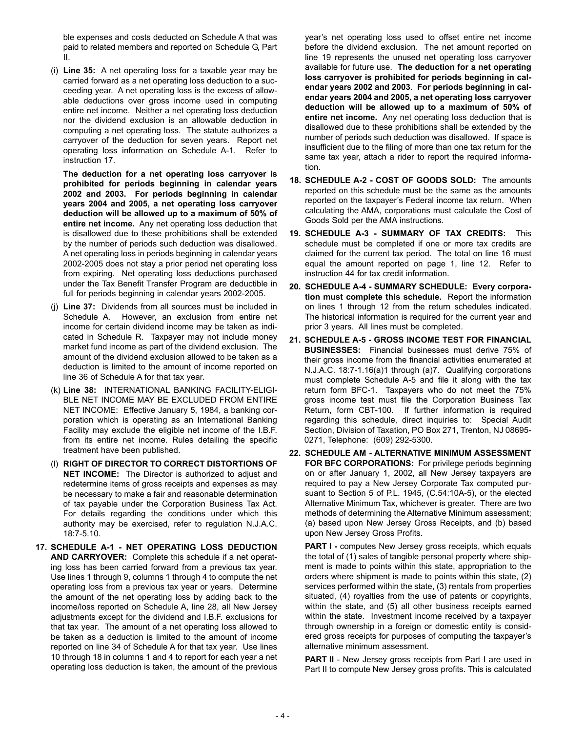ble expenses and costs deducted on Schedule A that was paid to related members and reported on Schedule G, Part II.

(i) **Line 35:** A net operating loss for a taxable year may be carried forward as a net operating loss deduction to a succeeding year. A net operating loss is the excess of allowable deductions over gross income used in computing entire net income. Neither a net operating loss deduction nor the dividend exclusion is an allowable deduction in computing a net operating loss. The statute authorizes a carryover of the deduction for seven years. Report net operating loss information on Schedule A-1. Refer to instruction 17.

**The deduction for a net operating loss carryover is prohibited for periods beginning in calendar years 2002 and 2003. For periods beginning in calendar years 2004 and 2005, a net operating loss carryover deduction will be allowed up to a maximum of 50% of entire net income.** Any net operating loss deduction that is disallowed due to these prohibitions shall be extended by the number of periods such deduction was disallowed. A net operating loss in periods beginning in calendar years 2002-2005 does not stay a prior period net operating loss from expiring. Net operating loss deductions purchased under the Tax Benefit Transfer Program are deductible in full for periods beginning in calendar years 2002-2005.

(j) **Line 37:** Dividends from all sources must be included in Schedule A. However, an exclusion from entire net income for certain dividend income may be taken as indicated in Schedule R. Taxpayer may not include money market fund income as part of the dividend exclusion. The amount of the dividend exclusion allowed to be taken as a deduction is limited to the amount of income reported on line 36 of Schedule A for that tax year.

(k) **Line 38:** INTERNATIONAL BANKING FACILITY-ELIGIBLE NET INCOME MAY BE EXCLUDED FROM ENTIRE NET INCOME: Effective January 5, 1984, a banking corporation which is operating as an International Banking Facility may exclude the eligible net income of the I.B.F. from its entire net income. Rules detailing the specific treatment have been published.

(l) **RIGHT OF DIRECTOR TO CORRECT DISTORTIONS OF NET INCOME:** The Director is authorized to adjust and redetermine items of gross receipts and expenses as may be necessary to make a fair and reasonable determination of tax payable under the Corporation Business Tax Act. For details regarding the conditions under which this authority may be exercised, refer to regulation N.J.A.C. 18:7-5.10.

**17. SCHEDULE A-1 - NET OPERATING LOSS DEDUCTION AND CARRYOVER:** Complete this schedule if a net operating loss has been carried forward from a previous tax year. Use lines 1 through 9, columns 1 through 4 to compute the net operating loss from a previous tax year or years. Determine the amount of the net operating loss by adding back to the income/loss reported on Schedule A, line 28, all New Jersey adjustments except for the dividend and I.B.F. exclusions for that tax year. The amount of a net operating loss allowed to be taken as a deduction is limited to the amount of income reported on line 34 of Schedule A for that tax year. Use lines 10 through 18 in columns 1 and 4 to report for each year a net operating loss deduction is taken, the amount of the previous year's net operating loss used to offset entire net income before the dividend exclusion. The net amount reported on line 19 represents the unused net operating loss carryover available for future use. **The deduction for a net operating loss carryover is prohibited for periods beginning in calendar years 2002 and 2003**. **For periods beginning in calendar years 2004 and 2005, a net operating loss carryover deduction will be allowed up to a maximum of 50% of entire net income.** Any net operating loss deduction that is disallowed due to these prohibitions shall be extended by the number of periods such deduction was disallowed. If space is insufficient due to the filing of more than one tax return for the same tax year, attach a rider to report the required information.

**18. SCHEDULE A-2 - COST OF GOODS SOLD:** The amounts reported on this schedule must be the same as the amounts reported on the taxpayer's Federal income tax return. When calculating the AMA, corporations must calculate the Cost of Goods Sold per the AMA instructions.

**19. SCHEDULE A-3 - SUMMARY OF TAX CREDITS:** This schedule must be completed if one or more tax credits are claimed for the current tax period. The total on line 16 must equal the amount reported on page 1, line 12. Refer to instruction 44 for tax credit information.

**20. SCHEDULE A-4 - SUMMARY SCHEDULE: Every corporation must complete this schedule.** Report the information on lines 1 through 12 from the return schedules indicated. The historical information is required for the current year and prior 3 years. All lines must be completed.

**21. SCHEDULE A-5 - GROSS INCOME TEST FOR FINANCIAL BUSINESSES:** Financial businesses must derive 75% of their gross income from the financial activities enumerated at N.J.A.C. 18:7-1.16(a)1 through (a)7. Qualifying corporations must complete Schedule A-5 and file it along with the tax return form BFC-1. Taxpayers who do not meet the 75% gross income test must file the Corporation Business Tax Return, form CBT-100. If further information is required regarding this schedule, direct inquiries to: Special Audit Section, Division of Taxation, PO Box 271, Trenton, NJ 08695-0271, Telephone: (609) 292-5300.

**22. SCHEDULE AM - ALTERNATIVE MINIMUM ASSESSMENT FOR BFC CORPORATIONS:** For privilege periods beginning on or after January 1, 2002, all New Jersey taxpayers are required to pay a New Jersey Corporate Tax computed pursuant to Section 5 of P.L. 1945, (C.54:10A-5), or the elected Alternative Minimum Tax, whichever is greater. There are two methods of determining the Alternative Minimum assessment; (a) based upon New Jersey Gross Receipts, and (b) based upon New Jersey Gross Profits.

**PART I -** computes New Jersey gross receipts, which equals the total of (1) sales of tangible personal property where shipment is made to points within this state, appropriation to the orders where shipment is made to points within this state, (2) services performed within the state, (3) rentals from properties situated, (4) royalties from the use of patents or copyrights, within the state, and (5) all other business receipts earned within the state. Investment income received by a taxpayer through ownership in a foreign or domestic entity is considered gross receipts for purposes of computing the taxpayer's alternative minimum assessment.

**PART II** - New Jersey gross receipts from Part I are used in Part II to compute New Jersey gross profits. This is calculated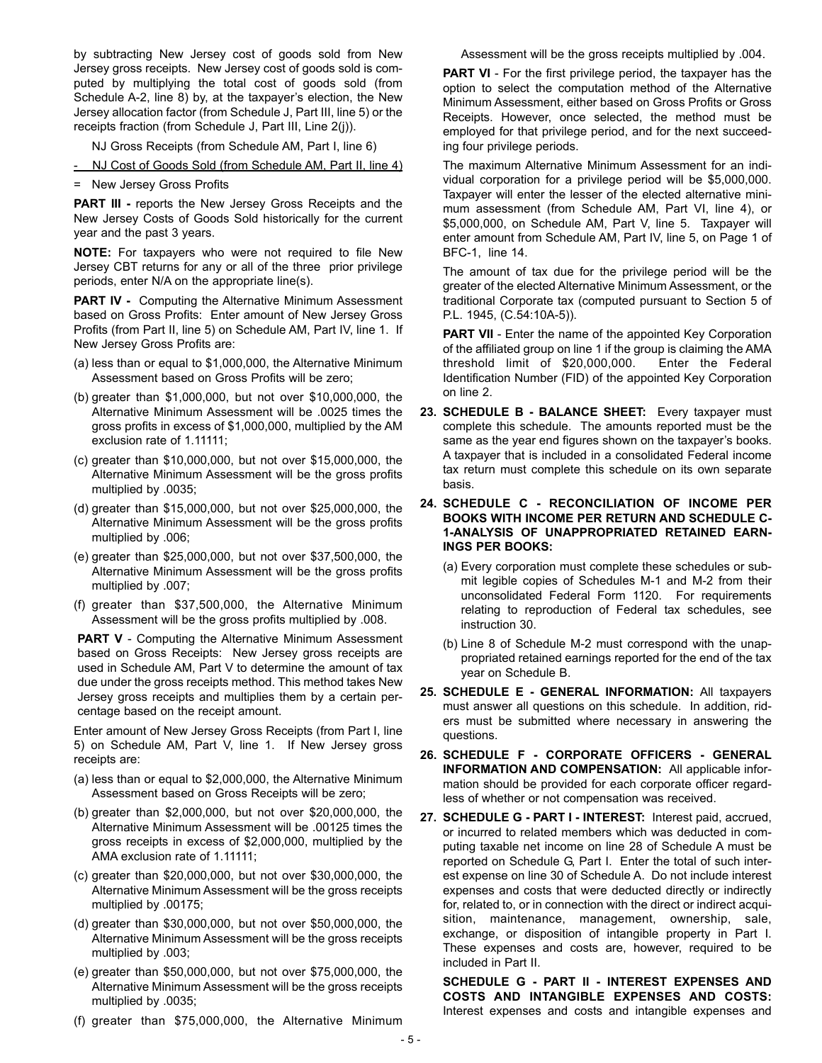by subtracting New Jersey cost of goods sold from New Jersey gross receipts. New Jersey cost of goods sold is computed by multiplying the total cost of goods sold (from Schedule A-2, line 8) by, at the taxpayer's election, the New Jersey allocation factor (from Schedule J, Part III, line 5) or the receipts fraction (from Schedule J, Part III, Line 2(j)).

NJ Gross Receipts (from Schedule AM, Part I, line 6)

\- NJ Cost of Goods Sold (from Schedule AM, Part II, line 4)

= New Jersey Gross Profits

**PART III -** reports the New Jersey Gross Receipts and the New Jersey Costs of Goods Sold historically for the current year and the past 3 years.

**NOTE:** For taxpayers who were not required to file New Jersey CBT returns for any or all of the three prior privilege periods, enter N/A on the appropriate line(s).

**PART IV -** Computing the Alternative Minimum Assessment based on Gross Profits: Enter amount of New Jersey Gross Profits (from Part II, line 5) on Schedule AM, Part IV, line 1. If New Jersey Gross Profits are:

(a) less than or equal to $1,000,000, the Alternative Minimum Assessment based on Gross Profits will be zero;

(b) greater than $1,000,000, but not over $10,000,000, the Alternative Minimum Assessment will be .0025 times the gross profits in excess of $1,000,000, multiplied by the AM exclusion rate of 1.11111;

(c) greater than $10,000,000, but not over $15,000,000, the Alternative Minimum Assessment will be the gross profits multiplied by .0035;

(d) greater than $15,000,000, but not over $25,000,000, the Alternative Minimum Assessment will be the gross profits multiplied by .006;

(e) greater than $25,000,000, but not over $37,500,000, the Alternative Minimum Assessment will be the gross profits multiplied by .007;

(f) greater than $37,500,000, the Alternative Minimum Assessment will be the gross profits multiplied by .008.

**PART V** - Computing the Alternative Minimum Assessment based on Gross Receipts: New Jersey gross receipts are used in Schedule AM, Part V to determine the amount of tax due under the gross receipts method. This method takes New Jersey gross receipts and multiplies them by a certain percentage based on the receipt amount.

Enter amount of New Jersey Gross Receipts (from Part I, line 5) on Schedule AM, Part V, line 1. If New Jersey gross receipts are:

(a) less than or equal to $2,000,000, the Alternative Minimum Assessment based on Gross Receipts will be zero;

(b) greater than $2,000,000, but not over $20,000,000, the Alternative Minimum Assessment will be .00125 times the gross receipts in excess of $2,000,000, multiplied by the AMA exclusion rate of 1.11111;

(c) greater than $20,000,000, but not over $30,000,000, the Alternative Minimum Assessment will be the gross receipts multiplied by .00175;

(d) greater than $30,000,000, but not over $50,000,000, the Alternative Minimum Assessment will be the gross receipts multiplied by .003;

(e) greater than $50,000,000, but not over $75,000,000, the Alternative Minimum Assessment will be the gross receipts multiplied by .0035;

(f) greater than $75,000,000, the Alternative Minimum Assessment will be the gross receipts multiplied by .004.

**PART VI** - For the first privilege period, the taxpayer has the option to select the computation method of the Alternative Minimum Assessment, either based on Gross Profits or Gross Receipts. However, once selected, the method must be employed for that privilege period, and for the next succeeding four privilege periods.

The maximum Alternative Minimum Assessment for an individual corporation for a privilege period will be $5,000,000. Taxpayer will enter the lesser of the elected alternative minimum assessment (from Schedule AM, Part VI, line 4), or $5,000,000, on Schedule AM, Part V, line 5. Taxpayer will enter amount from Schedule AM, Part IV, line 5, on Page 1 of BFC-1, line 14.

The amount of tax due for the privilege period will be the greater of the elected Alternative Minimum Assessment, or the traditional Corporate tax (computed pursuant to Section 5 of P.L. 1945, (C.54:10A-5)).

**PART VII** - Enter the name of the appointed Key Corporation of the affiliated group on line 1 if the group is claiming the AMA threshold limit of $20,000,000. Enter the Federal Identification Number (FID) of the appointed Key Corporation on line 2.

**23. SCHEDULE B - BALANCE SHEET:** Every taxpayer must complete this schedule. The amounts reported must be the same as the year end figures shown on the taxpayer's books. A taxpayer that is included in a consolidated Federal income tax return must complete this schedule on its own separate basis.

**24. SCHEDULE C - RECONCILIATION OF INCOME PER BOOKS WITH INCOME PER RETURN AND SCHEDULE C-1-ANALYSIS OF UNAPPROPRIATED RETAINED EARNINGS PER BOOKS:**

(a) Every corporation must complete these schedules or submit legible copies of Schedules M-1 and M-2 from their unconsolidated Federal Form 1120. For requirements relating to reproduction of Federal tax schedules, see instruction 30.

(b) Line 8 of Schedule M-2 must correspond with the unappropriated retained earnings reported for the end of the tax year on Schedule B.

**25. SCHEDULE E - GENERAL INFORMATION:** All taxpayers must answer all questions on this schedule. In addition, riders must be submitted where necessary in answering the questions.

**26. SCHEDULE F - CORPORATE OFFICERS - GENERAL INFORMATION AND COMPENSATION:** All applicable information should be provided for each corporate officer regardless of whether or not compensation was received.

**27. SCHEDULE G - PART I - INTEREST:** Interest paid, accrued, or incurred to related members which was deducted in computing taxable net income on line 28 of Schedule A must be reported on Schedule G, Part I. Enter the total of such interest expense on line 30 of Schedule A. Do not include interest expenses and costs that were deducted directly or indirectly for, related to, or in connection with the direct or indirect acquisition, maintenance, management, ownership, sale, exchange, or disposition of intangible property in Part I. These expenses and costs are, however, required to be included in Part II.

**SCHEDULE G - PART II - INTEREST EXPENSES AND COSTS AND INTANGIBLE EXPENSES AND COSTS:** Interest expenses and costs and intangible expenses and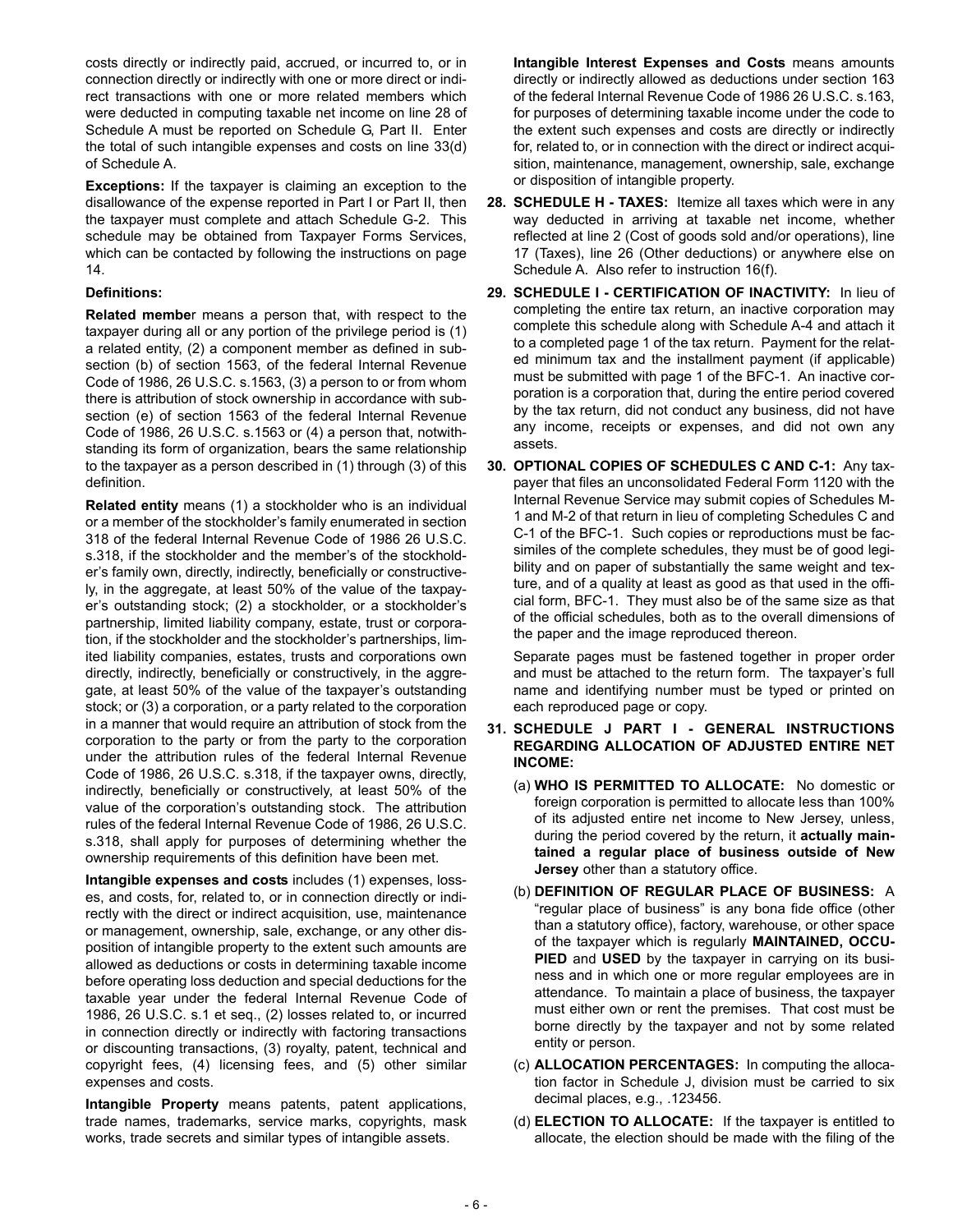costs directly or indirectly paid, accrued, or incurred to, or in connection directly or indirectly with one or more direct or indirect transactions with one or more related members which were deducted in computing taxable net income on line 28 of Schedule A must be reported on Schedule G, Part II. Enter the total of such intangible expenses and costs on line 33(d) of Schedule A.

**Exceptions:** If the taxpayer is claiming an exception to the disallowance of the expense reported in Part I or Part II, then the taxpayer must complete and attach Schedule G-2. This schedule may be obtained from Taxpayer Forms Services, which can be contacted by following the instructions on page 14.

**Definitions:**

**Related membe**r means a person that, with respect to the taxpayer during all or any portion of the privilege period is (1) a related entity, (2) a component member as defined in subsection (b) of section 1563, of the federal Internal Revenue Code of 1986, 26 U.S.C. s.1563, (3) a person to or from whom there is attribution of stock ownership in accordance with subsection (e) of section 1563 of the federal Internal Revenue Code of 1986, 26 U.S.C. s.1563 or (4) a person that, notwithstanding its form of organization, bears the same relationship to the taxpayer as a person described in (1) through (3) of this definition.

**Related entity** means (1) a stockholder who is an individual or a member of the stockholder's family enumerated in section 318 of the federal Internal Revenue Code of 1986 26 U.S.C. s.318, if the stockholder and the member's of the stockholder's family own, directly, indirectly, beneficially or constructively, in the aggregate, at least 50% of the value of the taxpayer's outstanding stock; (2) a stockholder, or a stockholder's partnership, limited liability company, estate, trust or corporation, if the stockholder and the stockholder's partnerships, limited liability companies, estates, trusts and corporations own directly, indirectly, beneficially or constructively, in the aggregate, at least 50% of the value of the taxpayer's outstanding stock; or (3) a corporation, or a party related to the corporation in a manner that would require an attribution of stock from the corporation to the party or from the party to the corporation under the attribution rules of the federal Internal Revenue Code of 1986, 26 U.S.C. s.318, if the taxpayer owns, directly, indirectly, beneficially or constructively, at least 50% of the value of the corporation's outstanding stock. The attribution rules of the federal Internal Revenue Code of 1986, 26 U.S.C. s.318, shall apply for purposes of determining whether the ownership requirements of this definition have been met.

**Intangible expenses and costs** includes (1) expenses, losses, and costs, for, related to, or in connection directly or indirectly with the direct or indirect acquisition, use, maintenance or management, ownership, sale, exchange, or any other disposition of intangible property to the extent such amounts are allowed as deductions or costs in determining taxable income before operating loss deduction and special deductions for the taxable year under the federal Internal Revenue Code of 1986, 26 U.S.C. s.1 et seq., (2) losses related to, or incurred in connection directly or indirectly with factoring transactions or discounting transactions, (3) royalty, patent, technical and copyright fees, (4) licensing fees, and (5) other similar expenses and costs.

**Intangible Property** means patents, patent applications, trade names, trademarks, service marks, copyrights, mask works, trade secrets and similar types of intangible assets.

**Intangible Interest Expenses and Costs** means amounts directly or indirectly allowed as deductions under section 163 of the federal Internal Revenue Code of 1986 26 U.S.C. s.163, for purposes of determining taxable income under the code to the extent such expenses and costs are directly or indirectly for, related to, or in connection with the direct or indirect acquisition, maintenance, management, ownership, sale, exchange or disposition of intangible property.

**28. SCHEDULE H - TAXES:** Itemize all taxes which were in any way deducted in arriving at taxable net income, whether reflected at line 2 (Cost of goods sold and/or operations), line 17 (Taxes), line 26 (Other deductions) or anywhere else on Schedule A. Also refer to instruction 16(f).

**29. SCHEDULE I - CERTIFICATION OF INACTIVITY:** In lieu of completing the entire tax return, an inactive corporation may complete this schedule along with Schedule A-4 and attach it to a completed page 1 of the tax return. Payment for the related minimum tax and the installment payment (if applicable) must be submitted with page 1 of the BFC-1. An inactive corporation is a corporation that, during the entire period covered by the tax return, did not conduct any business, did not have any income, receipts or expenses, and did not own any assets.

**30. OPTIONAL COPIES OF SCHEDULES C AND C-1:** Any taxpayer that files an unconsolidated Federal Form 1120 with the Internal Revenue Service may submit copies of Schedules M-1 and M-2 of that return in lieu of completing Schedules C and C-1 of the BFC-1. Such copies or reproductions must be facsimiles of the complete schedules, they must be of good legibility and on paper of substantially the same weight and texture, and of a quality at least as good as that used in the official form, BFC-1. They must also be of the same size as that of the official schedules, both as to the overall dimensions of the paper and the image reproduced thereon.

Separate pages must be fastened together in proper order and must be attached to the return form. The taxpayer's full name and identifying number must be typed or printed on each reproduced page or copy.

**31. SCHEDULE J PART I - GENERAL INSTRUCTIONS REGARDING ALLOCATION OF ADJUSTED ENTIRE NET INCOME:**

(a) **WHO IS PERMITTED TO ALLOCATE:** No domestic or foreign corporation is permitted to allocate less than 100% of its adjusted entire net income to New Jersey, unless, during the period covered by the return, it **actually maintained a regular place of business outside of New Jersey** other than a statutory office.

(b) **DEFINITION OF REGULAR PLACE OF BUSINESS:** A "regular place of business" is any bona fide office (other than a statutory office), factory, warehouse, or other space of the taxpayer which is regularly **MAINTAINED, OCCUPIED** and **USED** by the taxpayer in carrying on its business and in which one or more regular employees are in attendance. To maintain a place of business, the taxpayer must either own or rent the premises. That cost must be borne directly by the taxpayer and not by some related entity or person.

(c) **ALLOCATION PERCENTAGES:** In computing the allocation factor in Schedule J, division must be carried to six decimal places, e.g., .123456.

(d) **ELECTION TO ALLOCATE:** If the taxpayer is entitled to allocate, the election should be made with the filing of the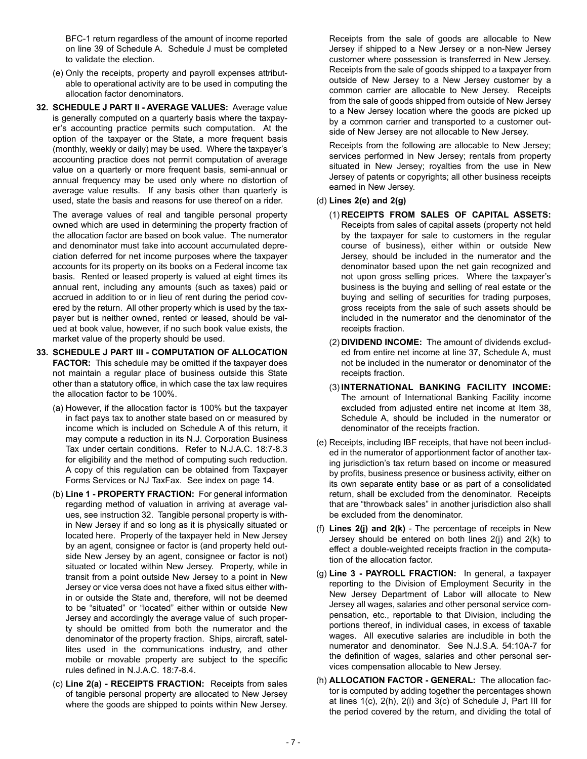BFC-1 return regardless of the amount of income reported on line 39 of Schedule A. Schedule J must be completed to validate the election.

(e) Only the receipts, property and payroll expenses attributable to operational activity are to be used in computing the allocation factor denominators.

**32. SCHEDULE J PART II - AVERAGE VALUES:** Average value is generally computed on a quarterly basis where the taxpayer's accounting practice permits such computation. At the option of the taxpayer or the State, a more frequent basis (monthly, weekly or daily) may be used. Where the taxpayer's accounting practice does not permit computation of average value on a quarterly or more frequent basis, semi-annual or annual frequency may be used only where no distortion of average value results. If any basis other than quarterly is used, state the basis and reasons for use thereof on a rider.

The average values of real and tangible personal property owned which are used in determining the property fraction of the allocation factor are based on book value. The numerator and denominator must take into account accumulated depreciation deferred for net income purposes where the taxpayer accounts for its property on its books on a Federal income tax basis. Rented or leased property is valued at eight times its annual rent, including any amounts (such as taxes) paid or accrued in addition to or in lieu of rent during the period covered by the return. All other property which is used by the taxpayer but is neither owned, rented or leased, should be valued at book value, however, if no such book value exists, the market value of the property should be used.

**33. SCHEDULE J PART III - COMPUTATION OF ALLOCATION FACTOR:** This schedule may be omitted if the taxpayer does not maintain a regular place of business outside this State other than a statutory office, in which case the tax law requires the allocation factor to be 100%.

(a) However, if the allocation factor is 100% but the taxpayer in fact pays tax to another state based on or measured by income which is included on Schedule A of this return, it may compute a reduction in its N.J. Corporation Business Tax under certain conditions. Refer to N.J.A.C. 18:7-8.3 for eligibility and the method of computing such reduction. A copy of this regulation can be obtained from Taxpayer Forms Services or NJ TaxFax. See index on page 14.

(b) **Line 1 - PROPERTY FRACTION:** For general information regarding method of valuation in arriving at average values, see instruction 32. Tangible personal property is within New Jersey if and so long as it is physically situated or located here. Property of the taxpayer held in New Jersey by an agent, consignee or factor is (and property held outside New Jersey by an agent, consignee or factor is not) situated or located within New Jersey. Property, while in transit from a point outside New Jersey to a point in New Jersey or vice versa does not have a fixed situs either within or outside the State and, therefore, will not be deemed to be "situated" or "located" either within or outside New Jersey and accordingly the average value of such property should be omitted from both the numerator and the denominator of the property fraction. Ships, aircraft, satellites used in the communications industry, and other mobile or movable property are subject to the specific rules defined in N.J.A.C. 18:7-8.4.

(c) **Line 2(a) - RECEIPTS FRACTION:** Receipts from sales of tangible personal property are allocated to New Jersey where the goods are shipped to points within New Jersey.

Receipts from the sale of goods are allocable to New Jersey if shipped to a New Jersey or a non-New Jersey customer where possession is transferred in New Jersey. Receipts from the sale of goods shipped to a taxpayer from outside of New Jersey to a New Jersey customer by a common carrier are allocable to New Jersey. Receipts from the sale of goods shipped from outside of New Jersey to a New Jersey location where the goods are picked up by a common carrier and transported to a customer outside of New Jersey are not allocable to New Jersey.

Receipts from the following are allocable to New Jersey; services performed in New Jersey; rentals from property situated in New Jersey; royalties from the use in New Jersey of patents or copyrights; all other business receipts earned in New Jersey.

(d) **Lines 2(e) and 2(g)**

(1) **RECEIPTS FROM SALES OF CAPITAL ASSETS:** Receipts from sales of capital assets (property not held by the taxpayer for sale to customers in the regular course of business), either within or outside New Jersey, should be included in the numerator and the denominator based upon the net gain recognized and not upon gross selling prices. Where the taxpayer's business is the buying and selling of real estate or the buying and selling of securities for trading purposes, gross receipts from the sale of such assets should be included in the numerator and the denominator of the receipts fraction.

(2) **DIVIDEND INCOME:** The amount of dividends excluded from entire net income at line 37, Schedule A, must not be included in the numerator or denominator of the receipts fraction.

(3) **INTERNATIONAL BANKING FACILITY INCOME:** The amount of International Banking Facility income excluded from adjusted entire net income at Item 38, Schedule A, should be included in the numerator or denominator of the receipts fraction.

(e) Receipts, including IBF receipts, that have not been included in the numerator of apportionment factor of another taxing jurisdiction's tax return based on income or measured by profits, business presence or business activity, either on its own separate entity base or as part of a consolidated return, shall be excluded from the denominator. Receipts that are "throwback sales" in another jurisdiction also shall be excluded from the denominator.

(f) **Lines 2(j) and 2(k)** - The percentage of receipts in New Jersey should be entered on both lines 2(j) and 2(k) to effect a double-weighted receipts fraction in the computation of the allocation factor.

(g) **Line 3 - PAYROLL FRACTION:** In general, a taxpayer reporting to the Division of Employment Security in the New Jersey Department of Labor will allocate to New Jersey all wages, salaries and other personal service compensation, etc., reportable to that Division, including the portions thereof, in individual cases, in excess of taxable wages. All executive salaries are includible in both the numerator and denominator. See N.J.S.A. 54:10A-7 for the definition of wages, salaries and other personal services compensation allocable to New Jersey.

(h) **ALLOCATION FACTOR - GENERAL:** The allocation factor is computed by adding together the percentages shown at lines 1(c), 2(h), 2(i) and 3(c) of Schedule J, Part III for the period covered by the return, and dividing the total of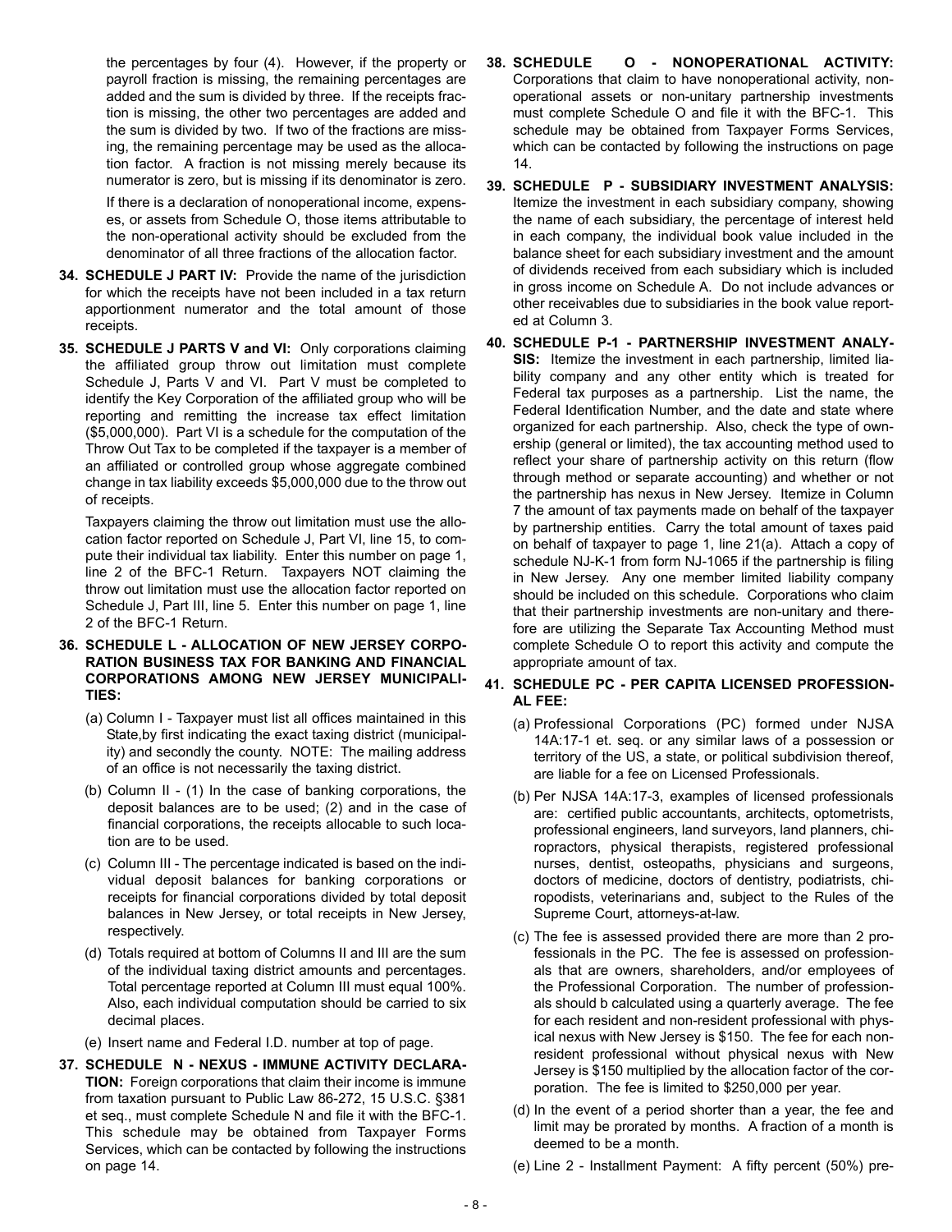the percentages by four (4). However, if the property or payroll fraction is missing, the remaining percentages are added and the sum is divided by three. If the receipts fraction is missing, the other two percentages are added and the sum is divided by two. If two of the fractions are missing, the remaining percentage may be used as the allocation factor. A fraction is not missing merely because its numerator is zero, but is missing if its denominator is zero.

If there is a declaration of nonoperational income, expenses, or assets from Schedule O, those items attributable to the non-operational activity should be excluded from the denominator of all three fractions of the allocation factor.

**34. SCHEDULE J PART IV:** Provide the name of the jurisdiction for which the receipts have not been included in a tax return apportionment numerator and the total amount of those receipts.

**35. SCHEDULE J PARTS V and VI:** Only corporations claiming the affiliated group throw out limitation must complete Schedule J, Parts V and VI. Part V must be completed to identify the Key Corporation of the affiliated group who will be reporting and remitting the increase tax effect limitation ($5,000,000). Part VI is a schedule for the computation of the Throw Out Tax to be completed if the taxpayer is a member of an affiliated or controlled group whose aggregate combined change in tax liability exceeds $5,000,000 due to the throw out of receipts.

Taxpayers claiming the throw out limitation must use the allocation factor reported on Schedule J, Part VI, line 15, to compute their individual tax liability. Enter this number on page 1, line 2 of the BFC-1 Return. Taxpayers NOT claiming the throw out limitation must use the allocation factor reported on Schedule J, Part III, line 5. Enter this number on page 1, line 2 of the BFC-1 Return.

**36. SCHEDULE L - ALLOCATION OF NEW JERSEY CORPORATION BUSINESS TAX FOR BANKING AND FINANCIAL CORPORATIONS AMONG NEW JERSEY MUNICIPALITIES:**

(a) Column I - Taxpayer must list all offices maintained in this State,by first indicating the exact taxing district (municipality) and secondly the county. NOTE: The mailing address of an office is not necessarily the taxing district.

(b) Column II - (1) In the case of banking corporations, the deposit balances are to be used; (2) and in the case of financial corporations, the receipts allocable to such location are to be used.

(c) Column III - The percentage indicated is based on the individual deposit balances for banking corporations or receipts for financial corporations divided by total deposit balances in New Jersey, or total receipts in New Jersey, respectively.

(d) Totals required at bottom of Columns II and III are the sum of the individual taxing district amounts and percentages. Total percentage reported at Column III must equal 100%. Also, each individual computation should be carried to six decimal places.

(e) Insert name and Federal I.D. number at top of page.

**37. SCHEDULE N - NEXUS - IMMUNE ACTIVITY DECLARATION:** Foreign corporations that claim their income is immune from taxation pursuant to Public Law 86-272, 15 U.S.C. §381 et seq., must complete Schedule N and file it with the BFC-1. This schedule may be obtained from Taxpayer Forms Services, which can be contacted by following the instructions on page 14.

**38. SCHEDULE O - NONOPERATIONAL ACTIVITY:** Corporations that claim to have nonoperational activity, nonoperational assets or non-unitary partnership investments must complete Schedule O and file it with the BFC-1. This schedule may be obtained from Taxpayer Forms Services, which can be contacted by following the instructions on page 14.

**39. SCHEDULE P - SUBSIDIARY INVESTMENT ANALYSIS:** Itemize the investment in each subsidiary company, showing the name of each subsidiary, the percentage of interest held in each company, the individual book value included in the balance sheet for each subsidiary investment and the amount of dividends received from each subsidiary which is included in gross income on Schedule A. Do not include advances or other receivables due to subsidiaries in the book value reported at Column 3.

**40. SCHEDULE P-1 - PARTNERSHIP INVESTMENT ANALYSIS:** Itemize the investment in each partnership, limited liability company and any other entity which is treated for Federal tax purposes as a partnership. List the name, the Federal Identification Number, and the date and state where organized for each partnership. Also, check the type of ownership (general or limited), the tax accounting method used to reflect your share of partnership activity on this return (flow through method or separate accounting) and whether or not the partnership has nexus in New Jersey. Itemize in Column 7 the amount of tax payments made on behalf of the taxpayer by partnership entities. Carry the total amount of taxes paid on behalf of taxpayer to page 1, line 21(a). Attach a copy of schedule NJ-K-1 from form NJ-1065 if the partnership is filing in New Jersey. Any one member limited liability company should be included on this schedule. Corporations who claim that their partnership investments are non-unitary and therefore are utilizing the Separate Tax Accounting Method must complete Schedule O to report this activity and compute the appropriate amount of tax.

**41. SCHEDULE PC - PER CAPITA LICENSED PROFESSIONAL FEE:**

(a) Professional Corporations (PC) formed under NJSA 14A:17-1 et. seq. or any similar laws of a possession or territory of the US, a state, or political subdivision thereof, are liable for a fee on Licensed Professionals.

(b) Per NJSA 14A:17-3, examples of licensed professionals are: certified public accountants, architects, optometrists, professional engineers, land surveyors, land planners, chiropractors, physical therapists, registered professional nurses, dentist, osteopaths, physicians and surgeons, doctors of medicine, doctors of dentistry, podiatrists, chiropodists, veterinarians and, subject to the Rules of the Supreme Court, attorneys-at-law.

(c) The fee is assessed provided there are more than 2 professionals in the PC. The fee is assessed on professionals that are owners, shareholders, and/or employees of the Professional Corporation. The number of professionals should b calculated using a quarterly average. The fee for each resident and non-resident professional with physical nexus with New Jersey is $150. The fee for each nonresident professional without physical nexus with New Jersey is $150 multiplied by the allocation factor of the corporation. The fee is limited to $250,000 per year.

(d) In the event of a period shorter than a year, the fee and limit may be prorated by months. A fraction of a month is deemed to be a month.

(e) Line 2 - Installment Payment: A fifty percent (50%) pre-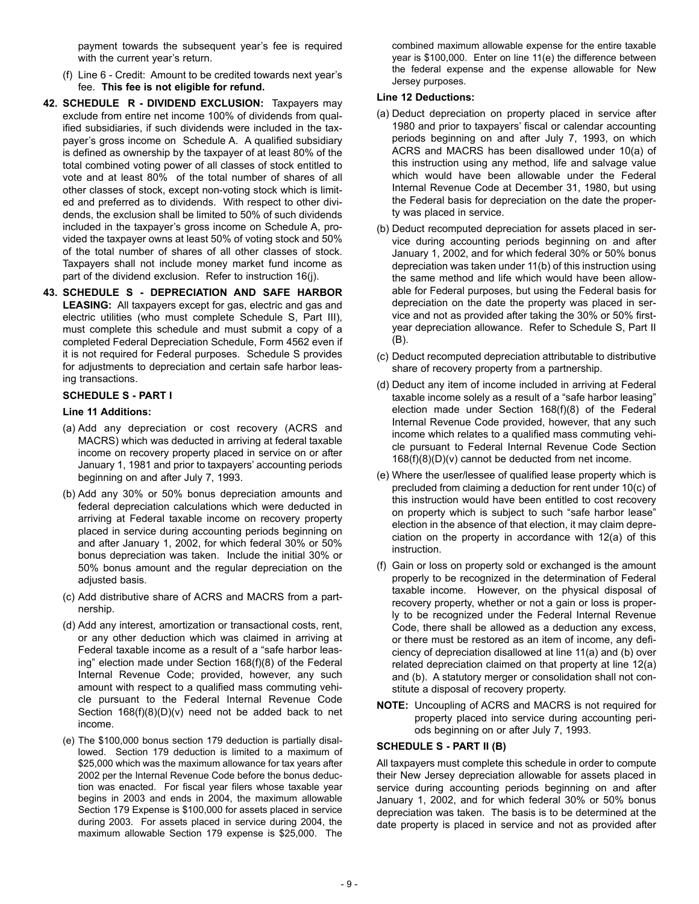payment towards the subsequent year's fee is required with the current year's return.

(f) Line 6 - Credit: Amount to be credited towards next year's fee. **This fee is not eligible for refund.**

**42. SCHEDULE R - DIVIDEND EXCLUSION:** Taxpayers may exclude from entire net income 100% of dividends from qualified subsidiaries, if such dividends were included in the taxpayer's gross income on Schedule A. A qualified subsidiary is defined as ownership by the taxpayer of at least 80% of the total combined voting power of all classes of stock entitled to vote and at least 80% of the total number of shares of all other classes of stock, except non-voting stock which is limited and preferred as to dividends. With respect to other dividends, the exclusion shall be limited to 50% of such dividends included in the taxpayer's gross income on Schedule A, provided the taxpayer owns at least 50% of voting stock and 50% of the total number of shares of all other classes of stock. Taxpayers shall not include money market fund income as part of the dividend exclusion. Refer to instruction 16(j).

**43. SCHEDULE S - DEPRECIATION AND SAFE HARBOR LEASING:** All taxpayers except for gas, electric and gas and electric utilities (who must complete Schedule S, Part III), must complete this schedule and must submit a copy of a completed Federal Depreciation Schedule, Form 4562 even if it is not required for Federal purposes. Schedule S provides for adjustments to depreciation and certain safe harbor leasing transactions.

**SCHEDULE S - PART I**

**Line 11 Additions:**

(a) Add any depreciation or cost recovery (ACRS and MACRS) which was deducted in arriving at federal taxable income on recovery property placed in service on or after January 1, 1981 and prior to taxpayers' accounting periods beginning on and after July 7, 1993.

(b) Add any 30% or 50% bonus depreciation amounts and federal depreciation calculations which were deducted in arriving at Federal taxable income on recovery property placed in service during accounting periods beginning on and after January 1, 2002, for which federal 30% or 50% bonus depreciation was taken. Include the initial 30% or 50% bonus amount and the regular depreciation on the adjusted basis.

(c) Add distributive share of ACRS and MACRS from a partnership.

(d) Add any interest, amortization or transactional costs, rent, or any other deduction which was claimed in arriving at Federal taxable income as a result of a "safe harbor leasing" election made under Section 168(f)(8) of the Federal Internal Revenue Code; provided, however, any such amount with respect to a qualified mass commuting vehicle pursuant to the Federal Internal Revenue Code Section 168(f)(8)(D)(v) need not be added back to net income.

(e) The $100,000 bonus section 179 deduction is partially disallowed. Section 179 deduction is limited to a maximum of $25,000 which was the maximum allowance for tax years after 2002 per the Internal Revenue Code before the bonus deduction was enacted. For fiscal year filers whose taxable year begins in 2003 and ends in 2004, the maximum allowable Section 179 Expense is $100,000 for assets placed in service during 2003. For assets placed in service during 2004, the maximum allowable Section 179 expense is $25,000. The combined maximum allowable expense for the entire taxable year is $100,000. Enter on line 11(e) the difference between the federal expense and the expense allowable for New Jersey purposes.

**Line 12 Deductions:**

(a) Deduct depreciation on property placed in service after 1980 and prior to taxpayers' fiscal or calendar accounting periods beginning on and after July 7, 1993, on which ACRS and MACRS has been disallowed under 10(a) of this instruction using any method, life and salvage value which would have been allowable under the Federal Internal Revenue Code at December 31, 1980, but using the Federal basis for depreciation on the date the property was placed in service.

(b) Deduct recomputed depreciation for assets placed in service during accounting periods beginning on and after January 1, 2002, and for which federal 30% or 50% bonus depreciation was taken under 11(b) of this instruction using the same method and life which would have been allowable for Federal purposes, but using the Federal basis for depreciation on the date the property was placed in service and not as provided after taking the 30% or 50% first-year depreciation allowance. Refer to Schedule S, Part II (B).

(c) Deduct recomputed depreciation attributable to distributive share of recovery property from a partnership.

(d) Deduct any item of income included in arriving at Federal taxable income solely as a result of a "safe harbor leasing" election made under Section 168(f)(8) of the Federal Internal Revenue Code provided, however, that any such income which relates to a qualified mass commuting vehicle pursuant to Federal Internal Revenue Code Section 168(f)(8)(D)(v) cannot be deducted from net income.

(e) Where the user/lessee of qualified lease property which is precluded from claiming a deduction for rent under 10(c) of this instruction would have been entitled to cost recovery on property which is subject to such "safe harbor lease" election in the absence of that election, it may claim depreciation on the property in accordance with 12(a) of this instruction.

(f) Gain or loss on property sold or exchanged is the amount properly to be recognized in the determination of Federal taxable income. However, on the physical disposal of recovery property, whether or not a gain or loss is properly to be recognized under the Federal Internal Revenue Code, there shall be allowed as a deduction any excess, or there must be restored as an item of income, any deficiency of depreciation disallowed at line 11(a) and (b) over related depreciation claimed on that property at line 12(a) and (b). A statutory merger or consolidation shall not constitute a disposal of recovery property.

**NOTE:** Uncoupling of ACRS and MACRS is not required for property placed into service during accounting periods beginning on or after July 7, 1993.

**SCHEDULE S - PART II (B)**

All taxpayers must complete this schedule in order to compute their New Jersey depreciation allowable for assets placed in service during accounting periods beginning on and after January 1, 2002, and for which federal 30% or 50% bonus depreciation was taken. The basis is to be determined at the date property is placed in service and not as provided after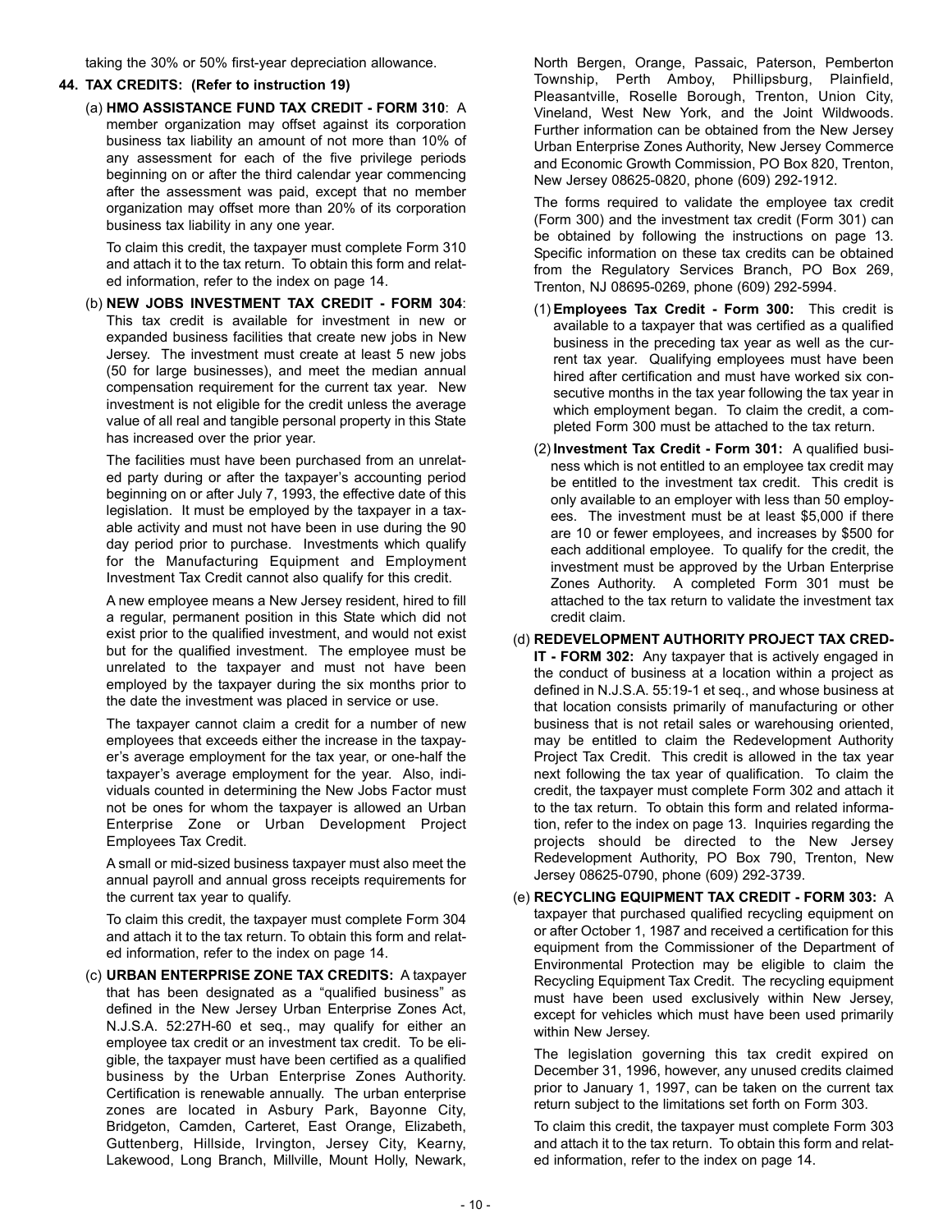taking the 30% or 50% first-year depreciation allowance.

**44. TAX CREDITS: (Refer to instruction 19)**

(a) **HMO ASSISTANCE FUND TAX CREDIT - FORM 310**: A member organization may offset against its corporation business tax liability an amount of not more than 10% of any assessment for each of the five privilege periods beginning on or after the third calendar year commencing after the assessment was paid, except that no member organization may offset more than 20% of its corporation business tax liability in any one year.

To claim this credit, the taxpayer must complete Form 310 and attach it to the tax return. To obtain this form and related information, refer to the index on page 14.

(b) **NEW JOBS INVESTMENT TAX CREDIT - FORM 304**: This tax credit is available for investment in new or expanded business facilities that create new jobs in New Jersey. The investment must create at least 5 new jobs (50 for large businesses), and meet the median annual compensation requirement for the current tax year. New investment is not eligible for the credit unless the average value of all real and tangible personal property in this State has increased over the prior year.

The facilities must have been purchased from an unrelated party during or after the taxpayer's accounting period beginning on or after July 7, 1993, the effective date of this legislation. It must be employed by the taxpayer in a taxable activity and must not have been in use during the 90 day period prior to purchase. Investments which qualify for the Manufacturing Equipment and Employment Investment Tax Credit cannot also qualify for this credit.

A new employee means a New Jersey resident, hired to fill a regular, permanent position in this State which did not exist prior to the qualified investment, and would not exist but for the qualified investment. The employee must be unrelated to the taxpayer and must not have been employed by the taxpayer during the six months prior to the date the investment was placed in service or use.

The taxpayer cannot claim a credit for a number of new employees that exceeds either the increase in the taxpayer's average employment for the tax year, or one-half the taxpayer's average employment for the year. Also, individuals counted in determining the New Jobs Factor must not be ones for whom the taxpayer is allowed an Urban Enterprise Zone or Urban Development Project Employees Tax Credit.

A small or mid-sized business taxpayer must also meet the annual payroll and annual gross receipts requirements for the current tax year to qualify.

To claim this credit, the taxpayer must complete Form 304 and attach it to the tax return. To obtain this form and related information, refer to the index on page 14.

(c) **URBAN ENTERPRISE ZONE TAX CREDITS:** A taxpayer that has been designated as a "qualified business" as defined in the New Jersey Urban Enterprise Zones Act, N.J.S.A. 52:27H-60 et seq., may qualify for either an employee tax credit or an investment tax credit. To be eligible, the taxpayer must have been certified as a qualified business by the Urban Enterprise Zones Authority. Certification is renewable annually. The urban enterprise zones are located in Asbury Park, Bayonne City, Bridgeton, Camden, Carteret, East Orange, Elizabeth, Guttenberg, Hillside, Irvington, Jersey City, Kearny, Lakewood, Long Branch, Millville, Mount Holly, Newark, North Bergen, Orange, Passaic, Paterson, Pemberton Township, Perth Amboy, Phillipsburg, Plainfield, Pleasantville, Roselle Borough, Trenton, Union City, Vineland, West New York, and the Joint Wildwoods. Further information can be obtained from the New Jersey Urban Enterprise Zones Authority, New Jersey Commerce and Economic Growth Commission, PO Box 820, Trenton, New Jersey 08625-0820, phone (609) 292-1912.

The forms required to validate the employee tax credit (Form 300) and the investment tax credit (Form 301) can be obtained by following the instructions on page 13. Specific information on these tax credits can be obtained from the Regulatory Services Branch, PO Box 269, Trenton, NJ 08695-0269, phone (609) 292-5994.

(1) **Employees Tax Credit - Form 300:** This credit is available to a taxpayer that was certified as a qualified business in the preceding tax year as well as the current tax year. Qualifying employees must have been hired after certification and must have worked six consecutive months in the tax year following the tax year in which employment began. To claim the credit, a completed Form 300 must be attached to the tax return.

(2) **Investment Tax Credit - Form 301:** A qualified business which is not entitled to an employee tax credit may be entitled to the investment tax credit. This credit is only available to an employer with less than 50 employees. The investment must be at least $5,000 if there are 10 or fewer employees, and increases by $500 for each additional employee. To qualify for the credit, the investment must be approved by the Urban Enterprise Zones Authority. A completed Form 301 must be attached to the tax return to validate the investment tax credit claim.

(d) **REDEVELOPMENT AUTHORITY PROJECT TAX CREDIT - FORM 302:** Any taxpayer that is actively engaged in the conduct of business at a location within a project as defined in N.J.S.A. 55:19-1 et seq., and whose business at that location consists primarily of manufacturing or other business that is not retail sales or warehousing oriented, may be entitled to claim the Redevelopment Authority Project Tax Credit. This credit is allowed in the tax year next following the tax year of qualification. To claim the credit, the taxpayer must complete Form 302 and attach it to the tax return. To obtain this form and related information, refer to the index on page 13. Inquiries regarding the projects should be directed to the New Jersey Redevelopment Authority, PO Box 790, Trenton, New Jersey 08625-0790, phone (609) 292-3739.

(e) **RECYCLING EQUIPMENT TAX CREDIT - FORM 303:** A taxpayer that purchased qualified recycling equipment on or after October 1, 1987 and received a certification for this equipment from the Commissioner of the Department of Environmental Protection may be eligible to claim the Recycling Equipment Tax Credit. The recycling equipment must have been used exclusively within New Jersey, except for vehicles which must have been used primarily within New Jersey.

The legislation governing this tax credit expired on December 31, 1996, however, any unused credits claimed prior to January 1, 1997, can be taken on the current tax return subject to the limitations set forth on Form 303.

To claim this credit, the taxpayer must complete Form 303 and attach it to the tax return. To obtain this form and related information, refer to the index on page 14.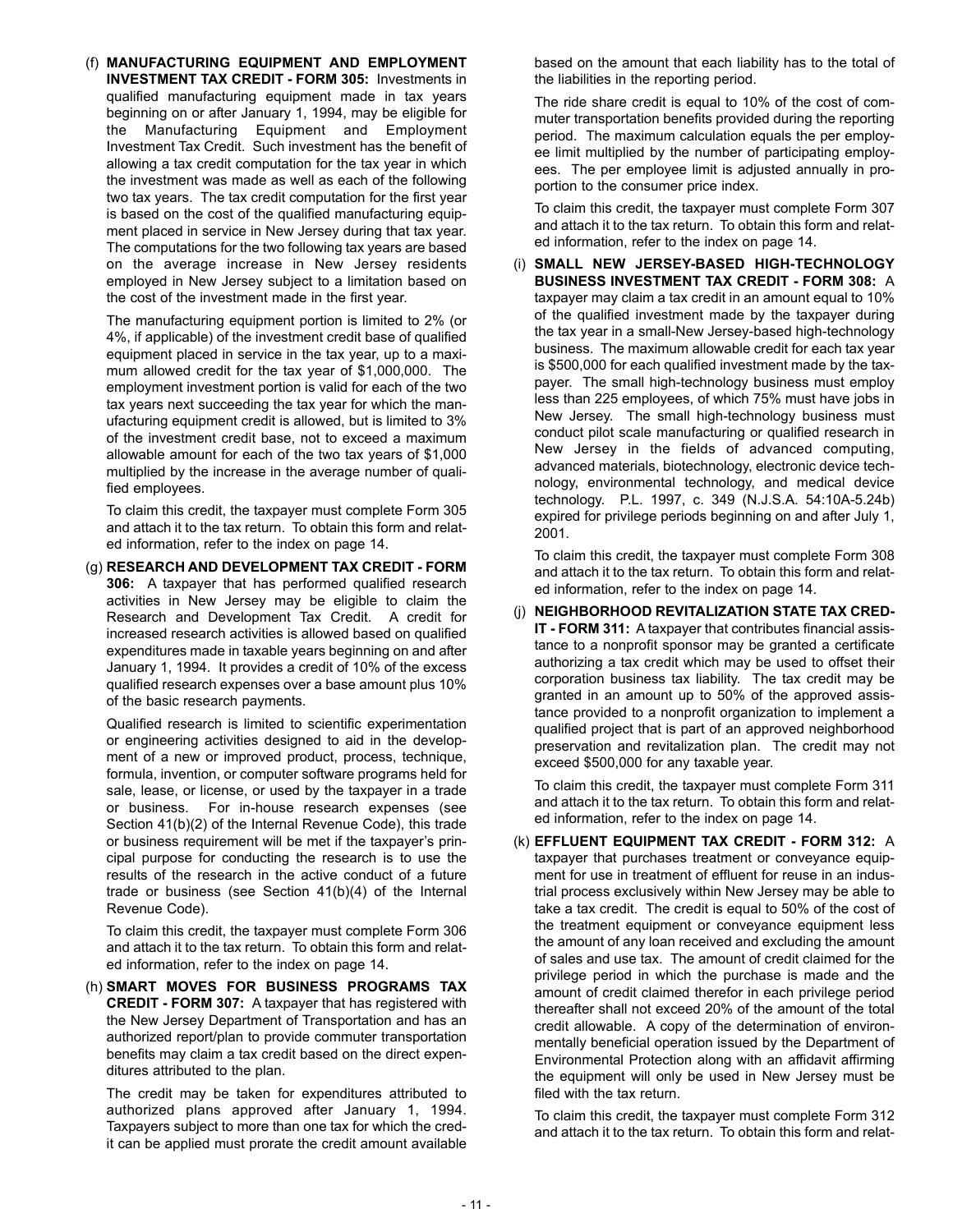(f) **MANUFACTURING EQUIPMENT AND EMPLOYMENT INVESTMENT TAX CREDIT - FORM 305:** Investments in qualified manufacturing equipment made in tax years beginning on or after January 1, 1994, may be eligible for the Manufacturing Equipment and Employment Investment Tax Credit. Such investment has the benefit of allowing a tax credit computation for the tax year in which the investment was made as well as each of the following two tax years. The tax credit computation for the first year is based on the cost of the qualified manufacturing equipment placed in service in New Jersey during that tax year. The computations for the two following tax years are based on the average increase in New Jersey residents employed in New Jersey subject to a limitation based on the cost of the investment made in the first year.

The manufacturing equipment portion is limited to 2% (or 4%, if applicable) of the investment credit base of qualified equipment placed in service in the tax year, up to a maximum allowed credit for the tax year of $1,000,000. The employment investment portion is valid for each of the two tax years next succeeding the tax year for which the manufacturing equipment credit is allowed, but is limited to 3% of the investment credit base, not to exceed a maximum allowable amount for each of the two tax years of $1,000 multiplied by the increase in the average number of qualified employees.

To claim this credit, the taxpayer must complete Form 305 and attach it to the tax return. To obtain this form and related information, refer to the index on page 14.

(g) **RESEARCH AND DEVELOPMENT TAX CREDIT - FORM 306:** A taxpayer that has performed qualified research activities in New Jersey may be eligible to claim the Research and Development Tax Credit. A credit for increased research activities is allowed based on qualified expenditures made in taxable years beginning on and after January 1, 1994. It provides a credit of 10% of the excess qualified research expenses over a base amount plus 10% of the basic research payments.

Qualified research is limited to scientific experimentation or engineering activities designed to aid in the development of a new or improved product, process, technique, formula, invention, or computer software programs held for sale, lease, or license, or used by the taxpayer in a trade or business. For in-house research expenses (see Section 41(b)(2) of the Internal Revenue Code), this trade or business requirement will be met if the taxpayer's principal purpose for conducting the research is to use the results of the research in the active conduct of a future trade or business (see Section 41(b)(4) of the Internal Revenue Code).

To claim this credit, the taxpayer must complete Form 306 and attach it to the tax return. To obtain this form and related information, refer to the index on page 14.

(h) **SMART MOVES FOR BUSINESS PROGRAMS TAX CREDIT - FORM 307:** A taxpayer that has registered with the New Jersey Department of Transportation and has an authorized report/plan to provide commuter transportation benefits may claim a tax credit based on the direct expenditures attributed to the plan.

The credit may be taken for expenditures attributed to authorized plans approved after January 1, 1994. Taxpayers subject to more than one tax for which the credit can be applied must prorate the credit amount available based on the amount that each liability has to the total of the liabilities in the reporting period.

The ride share credit is equal to 10% of the cost of commuter transportation benefits provided during the reporting period. The maximum calculation equals the per employee limit multiplied by the number of participating employees. The per employee limit is adjusted annually in proportion to the consumer price index.

To claim this credit, the taxpayer must complete Form 307 and attach it to the tax return. To obtain this form and related information, refer to the index on page 14.

(i) **SMALL NEW JERSEY-BASED HIGH-TECHNOLOGY BUSINESS INVESTMENT TAX CREDIT - FORM 308:** A taxpayer may claim a tax credit in an amount equal to 10% of the qualified investment made by the taxpayer during the tax year in a small-New Jersey-based high-technology business. The maximum allowable credit for each tax year is $500,000 for each qualified investment made by the taxpayer. The small high-technology business must employ less than 225 employees, of which 75% must have jobs in New Jersey. The small high-technology business must conduct pilot scale manufacturing or qualified research in New Jersey in the fields of advanced computing, advanced materials, biotechnology, electronic device technology, environmental technology, and medical device technology. P.L. 1997, c. 349 (N.J.S.A. 54:10A-5.24b) expired for privilege periods beginning on and after July 1, 2001.

To claim this credit, the taxpayer must complete Form 308 and attach it to the tax return. To obtain this form and related information, refer to the index on page 14.

(j) **NEIGHBORHOOD REVITALIZATION STATE TAX CREDIT - FORM 311:** A taxpayer that contributes financial assistance to a nonprofit sponsor may be granted a certificate authorizing a tax credit which may be used to offset their corporation business tax liability. The tax credit may be granted in an amount up to 50% of the approved assistance provided to a nonprofit organization to implement a qualified project that is part of an approved neighborhood preservation and revitalization plan. The credit may not exceed $500,000 for any taxable year.

To claim this credit, the taxpayer must complete Form 311 and attach it to the tax return. To obtain this form and related information, refer to the index on page 14.

(k) **EFFLUENT EQUIPMENT TAX CREDIT - FORM 312:** A taxpayer that purchases treatment or conveyance equipment for use in treatment of effluent for reuse in an industrial process exclusively within New Jersey may be able to take a tax credit. The credit is equal to 50% of the cost of the treatment equipment or conveyance equipment less the amount of any loan received and excluding the amount of sales and use tax. The amount of credit claimed for the privilege period in which the purchase is made and the amount of credit claimed therefor in each privilege period thereafter shall not exceed 20% of the amount of the total credit allowable. A copy of the determination of environmentally beneficial operation issued by the Department of Environmental Protection along with an affidavit affirming the equipment will only be used in New Jersey must be filed with the tax return.

To claim this credit, the taxpayer must complete Form 312 and attach it to the tax return. To obtain this form and relat-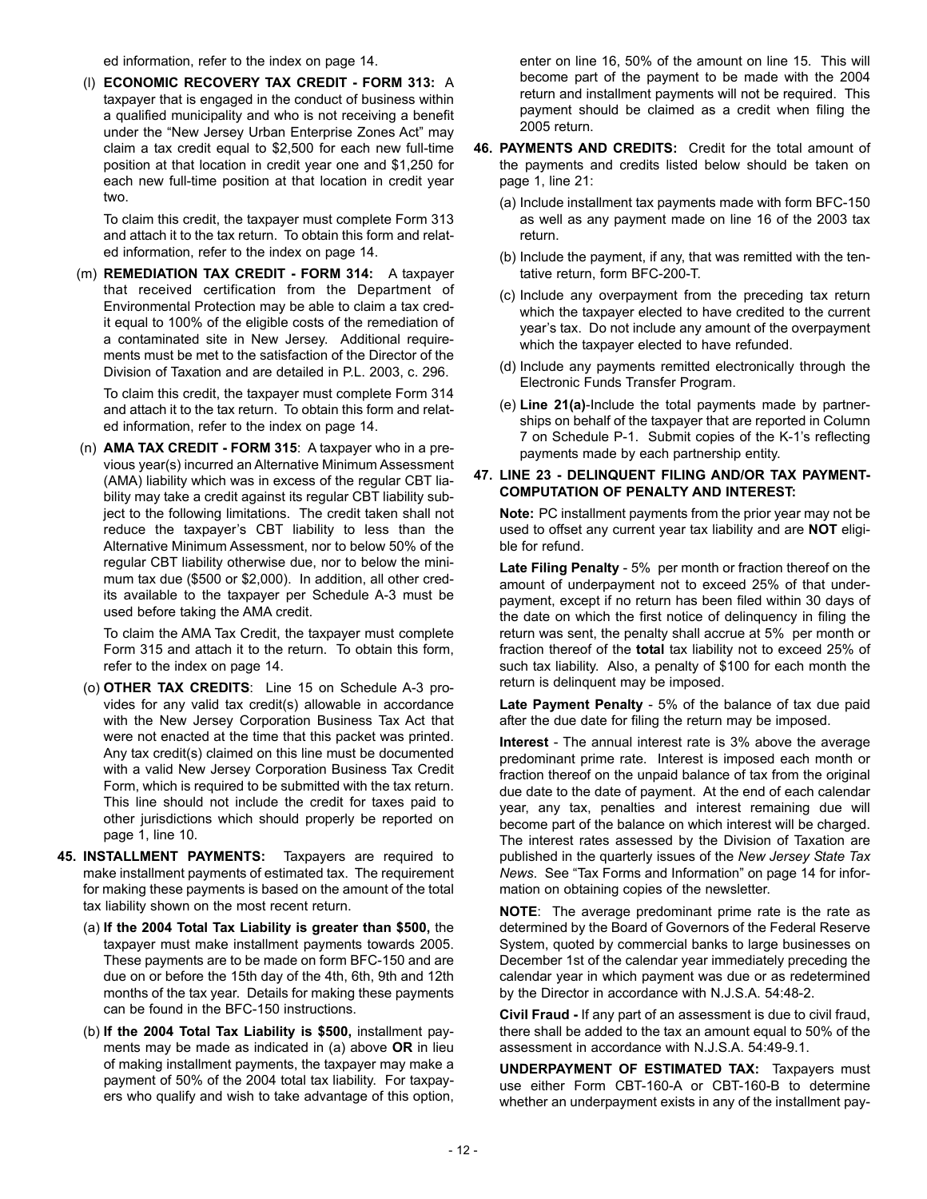ed information, refer to the index on page 14.

(l) **ECONOMIC RECOVERY TAX CREDIT - FORM 313:** A taxpayer that is engaged in the conduct of business within a qualified municipality and who is not receiving a benefit under the "New Jersey Urban Enterprise Zones Act" may claim a tax credit equal to $2,500 for each new full-time position at that location in credit year one and $1,250 for each new full-time position at that location in credit year two.

To claim this credit, the taxpayer must complete Form 313 and attach it to the tax return. To obtain this form and related information, refer to the index on page 14.

(m) **REMEDIATION TAX CREDIT - FORM 314:** A taxpayer that received certification from the Department of Environmental Protection may be able to claim a tax credit equal to 100% of the eligible costs of the remediation of a contaminated site in New Jersey. Additional requirements must be met to the satisfaction of the Director of the Division of Taxation and are detailed in P.L. 2003, c. 296.

To claim this credit, the taxpayer must complete Form 314 and attach it to the tax return. To obtain this form and related information, refer to the index on page 14.

(n) **AMA TAX CREDIT - FORM 315**: A taxpayer who in a previous year(s) incurred an Alternative Minimum Assessment (AMA) liability which was in excess of the regular CBT liability may take a credit against its regular CBT liability subject to the following limitations. The credit taken shall not reduce the taxpayer's CBT liability to less than the Alternative Minimum Assessment, nor to below 50% of the regular CBT liability otherwise due, nor to below the minimum tax due ($500 or $2,000). In addition, all other credits available to the taxpayer per Schedule A-3 must be used before taking the AMA credit.

To claim the AMA Tax Credit, the taxpayer must complete Form 315 and attach it to the return. To obtain this form, refer to the index on page 14.

(o) **OTHER TAX CREDITS**: Line 15 on Schedule A-3 provides for any valid tax credit(s) allowable in accordance with the New Jersey Corporation Business Tax Act that were not enacted at the time that this packet was printed. Any tax credit(s) claimed on this line must be documented with a valid New Jersey Corporation Business Tax Credit Form, which is required to be submitted with the tax return. This line should not include the credit for taxes paid to other jurisdictions which should properly be reported on page 1, line 10.

**45. INSTALLMENT PAYMENTS:** Taxpayers are required to make installment payments of estimated tax. The requirement for making these payments is based on the amount of the total tax liability shown on the most recent return.

(a) **If the 2004 Total Tax Liability is greater than $500,** the taxpayer must make installment payments towards 2005. These payments are to be made on form BFC-150 and are due on or before the 15th day of the 4th, 6th, 9th and 12th months of the tax year. Details for making these payments can be found in the BFC-150 instructions.

(b) **If the 2004 Total Tax Liability is $500,** installment payments may be made as indicated in (a) above **OR** in lieu of making installment payments, the taxpayer may make a payment of 50% of the 2004 total tax liability. For taxpayers who qualify and wish to take advantage of this option, enter on line 16, 50% of the amount on line 15. This will become part of the payment to be made with the 2004 return and installment payments will not be required. This payment should be claimed as a credit when filing the 2005 return.

**46. PAYMENTS AND CREDITS:** Credit for the total amount of the payments and credits listed below should be taken on page 1, line 21:

(a) Include installment tax payments made with form BFC-150 as well as any payment made on line 16 of the 2003 tax return.

(b) Include the payment, if any, that was remitted with the tentative return, form BFC-200-T.

(c) Include any overpayment from the preceding tax return which the taxpayer elected to have credited to the current year's tax. Do not include any amount of the overpayment which the taxpayer elected to have refunded.

(d) Include any payments remitted electronically through the Electronic Funds Transfer Program.

(e) **Line 21(a)**-Include the total payments made by partnerships on behalf of the taxpayer that are reported in Column 7 on Schedule P-1. Submit copies of the K-1's reflecting payments made by each partnership entity.

**47. LINE 23 - DELINQUENT FILING AND/OR TAX PAYMENT-COMPUTATION OF PENALTY AND INTEREST:**

**Note:** PC installment payments from the prior year may not be used to offset any current year tax liability and are **NOT** eligible for refund.

**Late Filing Penalty** - 5% per month or fraction thereof on the amount of underpayment not to exceed 25% of that underpayment, except if no return has been filed within 30 days of the date on which the first notice of delinquency in filing the return was sent, the penalty shall accrue at 5% per month or fraction thereof of the **total** tax liability not to exceed 25% of such tax liability. Also, a penalty of $100 for each month the return is delinquent may be imposed.

**Late Payment Penalty** - 5% of the balance of tax due paid after the due date for filing the return may be imposed.

**Interest** - The annual interest rate is 3% above the average predominant prime rate. Interest is imposed each month or fraction thereof on the unpaid balance of tax from the original due date to the date of payment. At the end of each calendar year, any tax, penalties and interest remaining due will become part of the balance on which interest will be charged. The interest rates assessed by the Division of Taxation are published in the quarterly issues of the *New Jersey State Tax News*. See "Tax Forms and Information" on page 14 for information on obtaining copies of the newsletter.

**NOTE**: The average predominant prime rate is the rate as determined by the Board of Governors of the Federal Reserve System, quoted by commercial banks to large businesses on December 1st of the calendar year immediately preceding the calendar year in which payment was due or as redetermined by the Director in accordance with N.J.S.A. 54:48-2.

**Civil Fraud -** If any part of an assessment is due to civil fraud, there shall be added to the tax an amount equal to 50% of the assessment in accordance with N.J.S.A. 54:49-9.1.

**UNDERPAYMENT OF ESTIMATED TAX:** Taxpayers must use either Form CBT-160-A or CBT-160-B to determine whether an underpayment exists in any of the installment pay-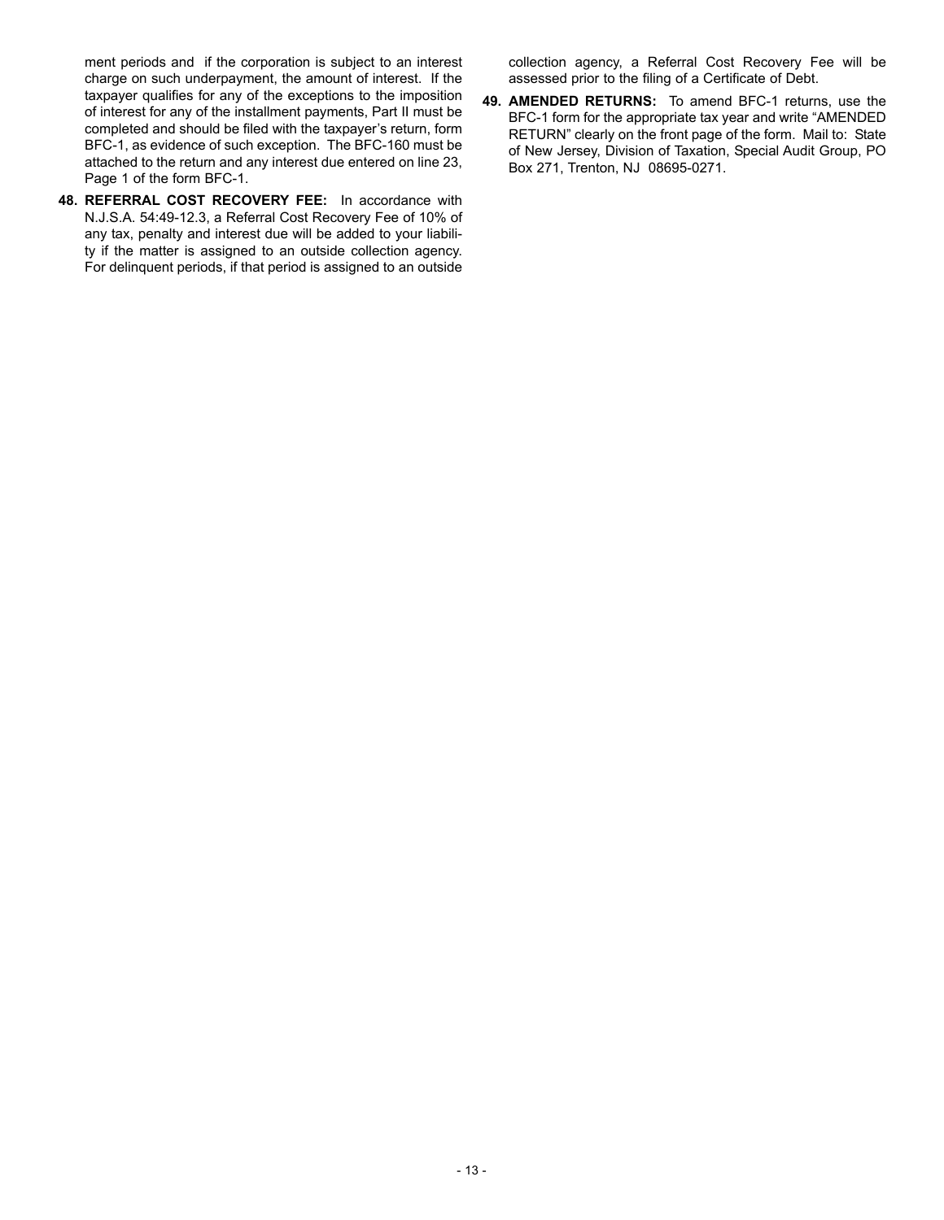ment periods and if the corporation is subject to an interest charge on such underpayment, the amount of interest. If the taxpayer qualifies for any of the exceptions to the imposition of interest for any of the installment payments, Part II must be completed and should be filed with the taxpayer's return, form BFC-1, as evidence of such exception. The BFC-160 must be attached to the return and any interest due entered on line 23, Page 1 of the form BFC-1.

**48. REFERRAL COST RECOVERY FEE:** In accordance with N.J.S.A. 54:49-12.3, a Referral Cost Recovery Fee of 10% of any tax, penalty and interest due will be added to your liability if the matter is assigned to an outside collection agency. For delinquent periods, if that period is assigned to an outside collection agency, a Referral Cost Recovery Fee will be assessed prior to the filing of a Certificate of Debt.

**49. AMENDED RETURNS:** To amend BFC-1 returns, use the BFC-1 form for the appropriate tax year and write "AMENDED RETURN" clearly on the front page of the form. Mail to: State of New Jersey, Division of Taxation, Special Audit Group, PO Box 271, Trenton, NJ 08695-0271.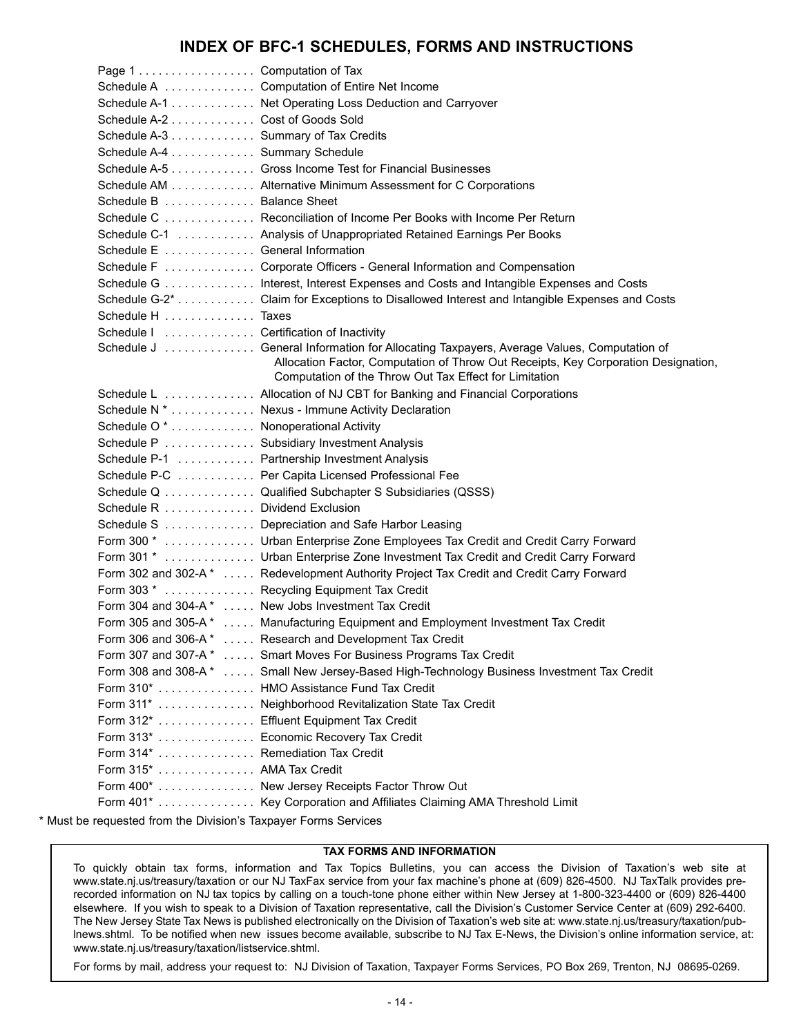# INDEX OF BFC-1 SCHEDULES, FORMS AND INSTRUCTIONS

| | |
|---|---|
| Page 1 | Computation of Tax |
| Schedule A | Computation of Entire Net Income |
| Schedule A-1 | Net Operating Loss Deduction and Carryover |
| Schedule A-2 | Cost of Goods Sold |
| Schedule A-3 | Summary of Tax Credits |
| Schedule A-4 | Summary Schedule |
| Schedule A-5 | Gross Income Test for Financial Businesses |
| Schedule AM | Alternative Minimum Assessment for C Corporations |
| Schedule B | Balance Sheet |
| Schedule C | Reconciliation of Income Per Books with Income Per Return |
| Schedule C-1 | Analysis of Unappropriated Retained Earnings Per Books |
| Schedule E | General Information |
| Schedule F | Corporate Officers - General Information and Compensation |
| Schedule G | Interest, Interest Expenses and Costs and Intangible Expenses and Costs |
| Schedule G-2* | Claim for Exceptions to Disallowed Interest and Intangible Expenses and Costs |
| Schedule H | Taxes |
| Schedule I | Certification of Inactivity |
| Schedule J | General Information for Allocating Taxpayers, Average Values, Computation of Allocation Factor, Computation of Throw Out Receipts, Key Corporation Designation, Computation of the Throw Out Tax Effect for Limitation |
| Schedule L | Allocation of NJ CBT for Banking and Financial Corporations |
| Schedule N * | Nexus - Immune Activity Declaration |
| Schedule O * | Nonoperational Activity |
| Schedule P | Subsidiary Investment Analysis |
| Schedule P-1 | Partnership Investment Analysis |
| Schedule P-C | Per Capita Licensed Professional Fee |
| Schedule Q | Qualified Subchapter S Subsidiaries (QSSS) |
| Schedule R | Dividend Exclusion |
| Schedule S | Depreciation and Safe Harbor Leasing |
| Form 300 * | Urban Enterprise Zone Employees Tax Credit and Credit Carry Forward |
| Form 301 * | Urban Enterprise Zone Investment Tax Credit and Credit Carry Forward |
| Form 302 and 302-A * | Redevelopment Authority Project Tax Credit and Credit Carry Forward |
| Form 303 * | Recycling Equipment Tax Credit |
| Form 304 and 304-A * | New Jobs Investment Tax Credit |
| Form 305 and 305-A * | Manufacturing Equipment and Employment Investment Tax Credit |
| Form 306 and 306-A * | Research and Development Tax Credit |
| Form 307 and 307-A * | Smart Moves For Business Programs Tax Credit |
| Form 308 and 308-A * | Small New Jersey-Based High-Technology Business Investment Tax Credit |
| Form 310* | HMO Assistance Fund Tax Credit |
| Form 311* | Neighborhood Revitalization State Tax Credit |
| Form 312* | Effluent Equipment Tax Credit |
| Form 313* | Economic Recovery Tax Credit |
| Form 314* | Remediation Tax Credit |
| Form 315* | AMA Tax Credit |
| Form 400* | New Jersey Receipts Factor Throw Out |
| Form 401* | Key Corporation and Affiliates Claiming AMA Threshold Limit |

\* Must be requested from the Division's Taxpayer Forms Services

**TAX FORMS AND INFORMATION**

To quickly obtain tax forms, information and Tax Topics Bulletins, you can access the Division of Taxation's web site at www.state.nj.us/treasury/taxation or our NJ TaxFax service from your fax machine's phone at (609) 826-4500. NJ TaxTalk provides pre-recorded information on NJ tax topics by calling on a touch-tone phone either within New Jersey at 1-800-323-4400 or (609) 826-4400 elsewhere. If you wish to speak to a Division of Taxation representative, call the Division's Customer Service Center at (609) 292-6400. The New Jersey State Tax News is published electronically on the Division of Taxation's web site at: www.state.nj.us/treasury/taxation/publnews.shtml. To be notified when new issues become available, subscribe to NJ Tax E-News, the Division's online information service, at: www.state.nj.us/treasury/taxation/listservice.shtml.

For forms by mail, address your request to: NJ Division of Taxation, Taxpayer Forms Services, PO Box 269, Trenton, NJ 08695-0269.